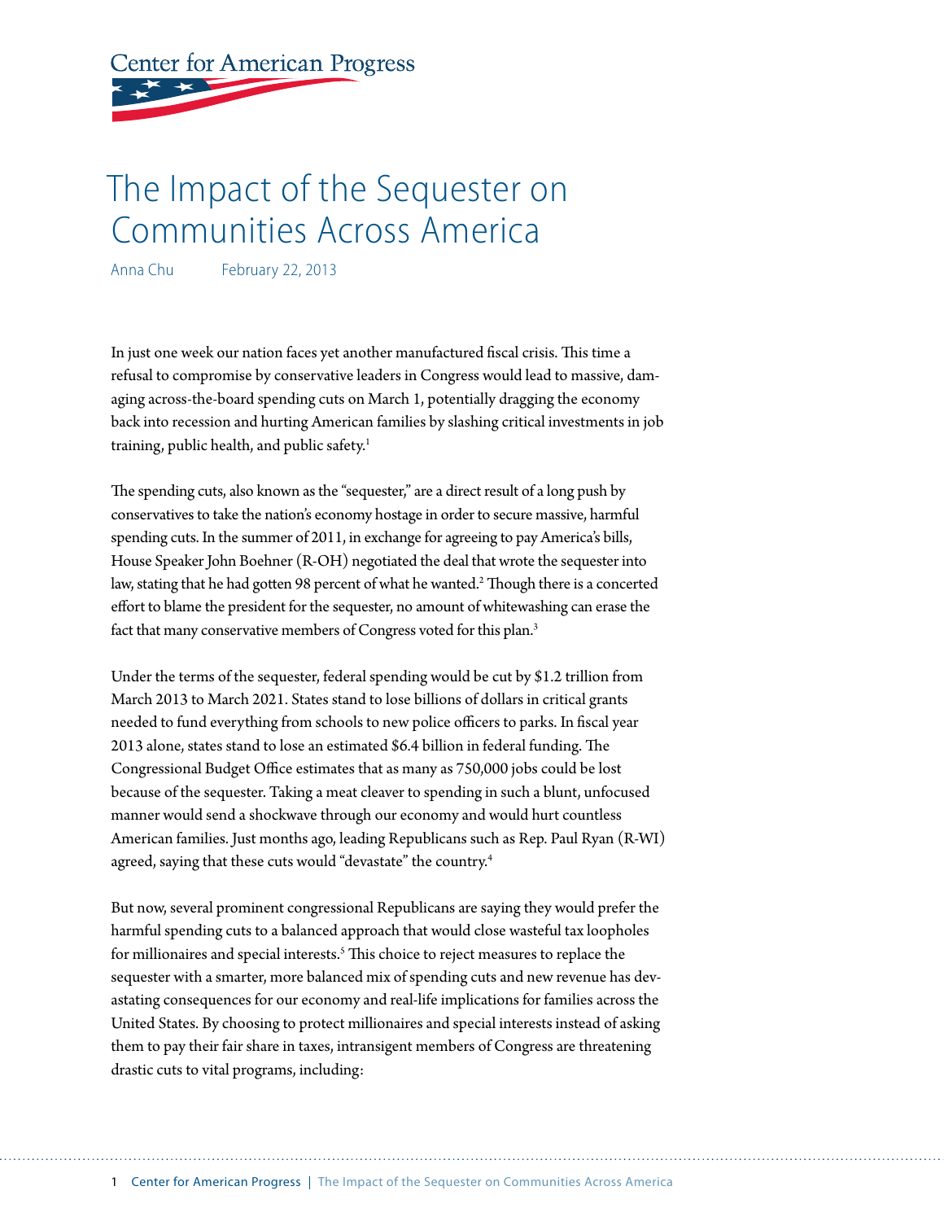Center for American Progress

# The Impact of the Sequester on Communities Across America

Anna Chu February 22, 2013

In just one week our nation faces yet another manufactured fiscal crisis. This time a refusal to compromise by conservative leaders in Congress would lead to massive, damaging across-the-board spending cuts on March 1, potentially dragging the economy back into recession and hurting American families by slashing critical investments in job training, public health, and public safety.[1]

The spending cuts, also known as the "sequester," are a direct result of a long push by conservatives to take the nation's economy hostage in order to secure massive, harmful spending cuts. In the summer of 2011, in exchange for agreeing to pay America's bills, House Speaker John Boehner (R-OH) negotiated the deal that wrote the sequester into law, stating that he had gotten 98 percent of what he wanted.[2] Though there is a concerted effort to blame the president for the sequester, no amount of whitewashing can erase the fact that many conservative members of Congress voted for this plan.[3]

Under the terms of the sequester, federal spending would be cut by $1.2 trillion from March 2013 to March 2021. States stand to lose billions of dollars in critical grants needed to fund everything from schools to new police officers to parks. In fiscal year 2013 alone, states stand to lose an estimated $6.4 billion in federal funding. The Congressional Budget Office estimates that as many as 750,000 jobs could be lost because of the sequester. Taking a meat cleaver to spending in such a blunt, unfocused manner would send a shockwave through our economy and would hurt countless American families. Just months ago, leading Republicans such as Rep. Paul Ryan (R-WI) agreed, saying that these cuts would "devastate" the country.[4]

But now, several prominent congressional Republicans are saying they would prefer the harmful spending cuts to a balanced approach that would close wasteful tax loopholes for millionaires and special interests.[5] This choice to reject measures to replace the sequester with a smarter, more balanced mix of spending cuts and new revenue has devastating consequences for our economy and real-life implications for families across the United States. By choosing to protect millionaires and special interests instead of asking them to pay their fair share in taxes, intransigent members of Congress are threatening drastic cuts to vital programs, including: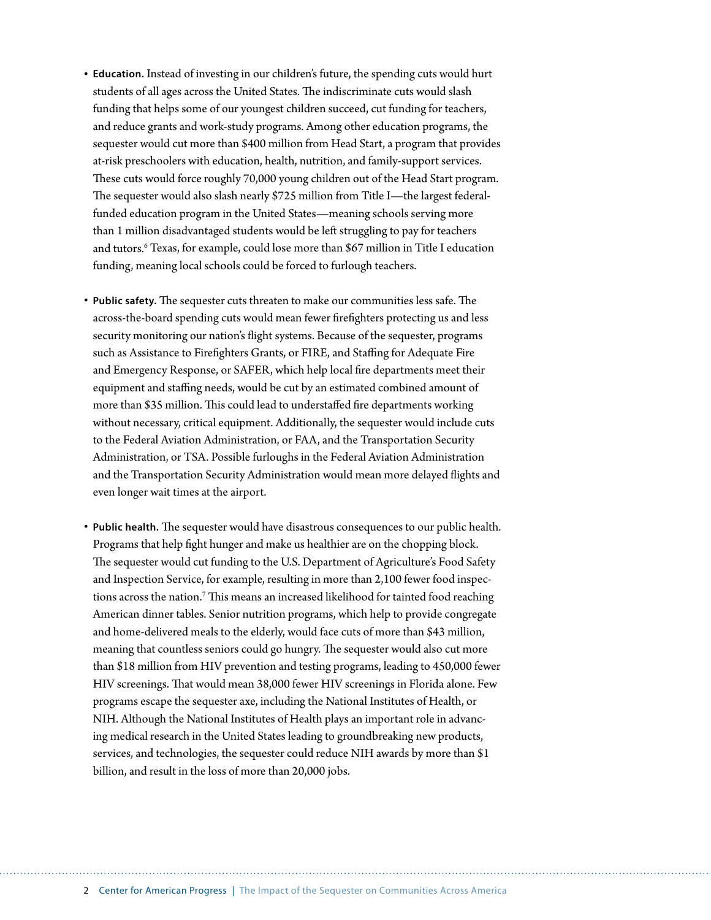- **Education.** Instead of investing in our children's future, the spending cuts would hurt students of all ages across the United States. The indiscriminate cuts would slash funding that helps some of our youngest children succeed, cut funding for teachers, and reduce grants and work-study programs. Among other education programs, the sequester would cut more than $400 million from Head Start, a program that provides at-risk preschoolers with education, health, nutrition, and family-support services. These cuts would force roughly 70,000 young children out of the Head Start program. The sequester would also slash nearly $725 million from Title I—the largest federal-funded education program in the United States—meaning schools serving more than 1 million disadvantaged students would be left struggling to pay for teachers and tutors.[6] Texas, for example, could lose more than $67 million in Title I education funding, meaning local schools could be forced to furlough teachers.

- **Public safety.** The sequester cuts threaten to make our communities less safe. The across-the-board spending cuts would mean fewer firefighters protecting us and less security monitoring our nation's flight systems. Because of the sequester, programs such as Assistance to Firefighters Grants, or FIRE, and Staffing for Adequate Fire and Emergency Response, or SAFER, which help local fire departments meet their equipment and staffing needs, would be cut by an estimated combined amount of more than $35 million. This could lead to understaffed fire departments working without necessary, critical equipment. Additionally, the sequester would include cuts to the Federal Aviation Administration, or FAA, and the Transportation Security Administration, or TSA. Possible furloughs in the Federal Aviation Administration and the Transportation Security Administration would mean more delayed flights and even longer wait times at the airport.

- **Public health.** The sequester would have disastrous consequences to our public health. Programs that help fight hunger and make us healthier are on the chopping block. The sequester would cut funding to the U.S. Department of Agriculture's Food Safety and Inspection Service, for example, resulting in more than 2,100 fewer food inspections across the nation.[7] This means an increased likelihood for tainted food reaching American dinner tables. Senior nutrition programs, which help to provide congregate and home-delivered meals to the elderly, would face cuts of more than $43 million, meaning that countless seniors could go hungry. The sequester would also cut more than $18 million from HIV prevention and testing programs, leading to 450,000 fewer HIV screenings. That would mean 38,000 fewer HIV screenings in Florida alone. Few programs escape the sequester axe, including the National Institutes of Health, or NIH. Although the National Institutes of Health plays an important role in advancing medical research in the United States leading to groundbreaking new products, services, and technologies, the sequester could reduce NIH awards by more than $1 billion, and result in the loss of more than 20,000 jobs.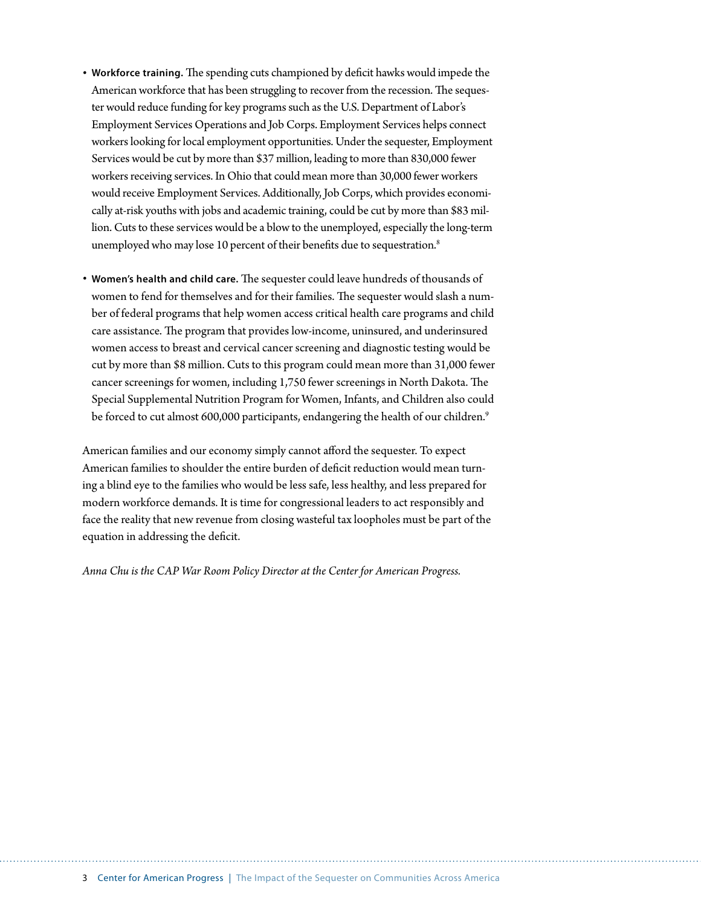- **Workforce training.** The spending cuts championed by deficit hawks would impede the American workforce that has been struggling to recover from the recession. The sequester would reduce funding for key programs such as the U.S. Department of Labor's Employment Services Operations and Job Corps. Employment Services helps connect workers looking for local employment opportunities. Under the sequester, Employment Services would be cut by more than $37 million, leading to more than 830,000 fewer workers receiving services. In Ohio that could mean more than 30,000 fewer workers would receive Employment Services. Additionally, Job Corps, which provides economically at-risk youths with jobs and academic training, could be cut by more than $83 million. Cuts to these services would be a blow to the unemployed, especially the long-term unemployed who may lose 10 percent of their benefits due to sequestration.[8]

- **Women's health and child care.** The sequester could leave hundreds of thousands of women to fend for themselves and for their families. The sequester would slash a number of federal programs that help women access critical health care programs and child care assistance. The program that provides low-income, uninsured, and underinsured women access to breast and cervical cancer screening and diagnostic testing would be cut by more than $8 million. Cuts to this program could mean more than 31,000 fewer cancer screenings for women, including 1,750 fewer screenings in North Dakota. The Special Supplemental Nutrition Program for Women, Infants, and Children also could be forced to cut almost 600,000 participants, endangering the health of our children.[9]

American families and our economy simply cannot afford the sequester. To expect American families to shoulder the entire burden of deficit reduction would mean turning a blind eye to the families who would be less safe, less healthy, and less prepared for modern workforce demands. It is time for congressional leaders to act responsibly and face the reality that new revenue from closing wasteful tax loopholes must be part of the equation in addressing the deficit.

*Anna Chu is the CAP War Room Policy Director at the Center for American Progress.*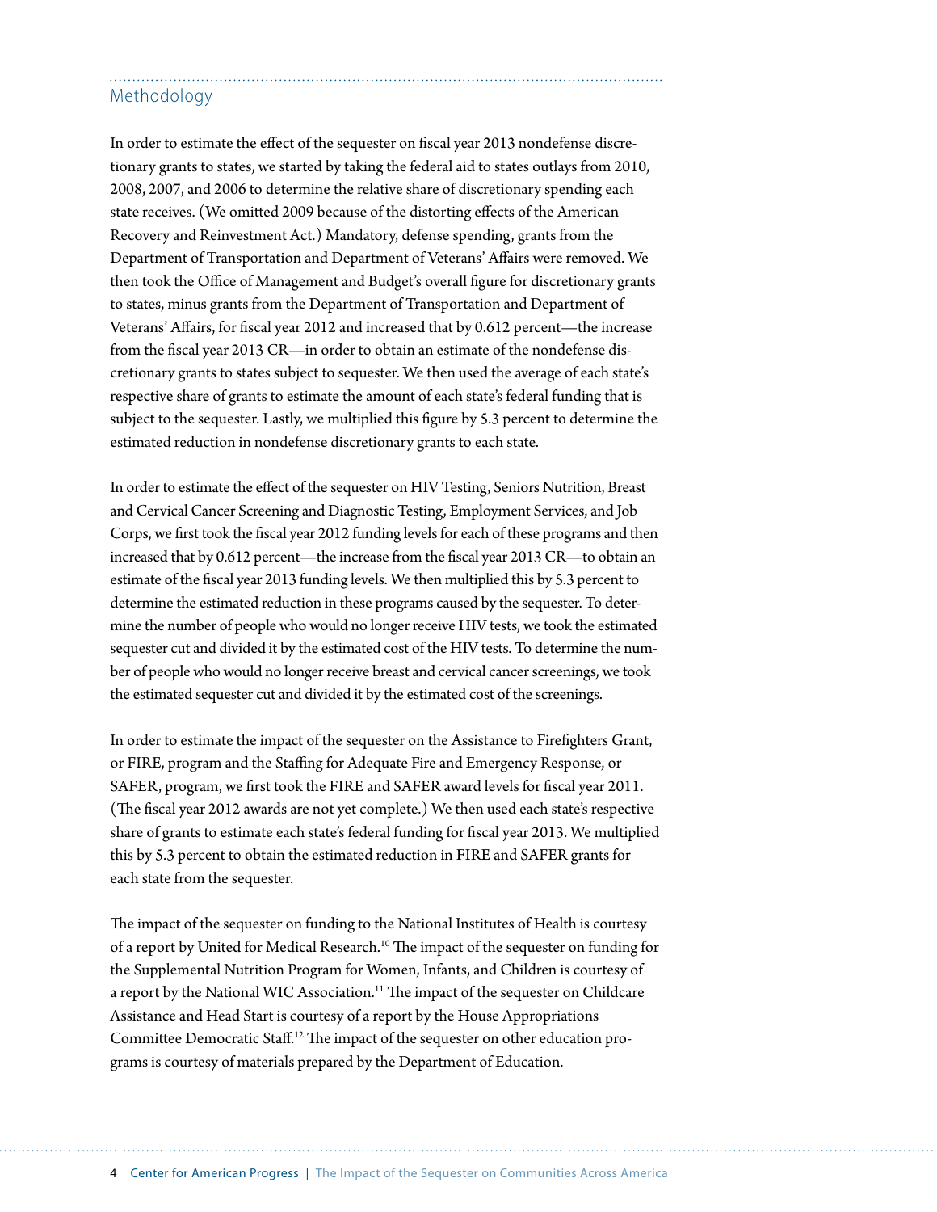## Methodology

In order to estimate the effect of the sequester on fiscal year 2013 nondefense discretionary grants to states, we started by taking the federal aid to states outlays from 2010, 2008, 2007, and 2006 to determine the relative share of discretionary spending each state receives. (We omitted 2009 because of the distorting effects of the American Recovery and Reinvestment Act.) Mandatory, defense spending, grants from the Department of Transportation and Department of Veterans' Affairs were removed. We then took the Office of Management and Budget's overall figure for discretionary grants to states, minus grants from the Department of Transportation and Department of Veterans' Affairs, for fiscal year 2012 and increased that by 0.612 percent—the increase from the fiscal year 2013 CR—in order to obtain an estimate of the nondefense discretionary grants to states subject to sequester. We then used the average of each state's respective share of grants to estimate the amount of each state's federal funding that is subject to the sequester. Lastly, we multiplied this figure by 5.3 percent to determine the estimated reduction in nondefense discretionary grants to each state.

In order to estimate the effect of the sequester on HIV Testing, Seniors Nutrition, Breast and Cervical Cancer Screening and Diagnostic Testing, Employment Services, and Job Corps, we first took the fiscal year 2012 funding levels for each of these programs and then increased that by 0.612 percent—the increase from the fiscal year 2013 CR—to obtain an estimate of the fiscal year 2013 funding levels. We then multiplied this by 5.3 percent to determine the estimated reduction in these programs caused by the sequester. To determine the number of people who would no longer receive HIV tests, we took the estimated sequester cut and divided it by the estimated cost of the HIV tests. To determine the number of people who would no longer receive breast and cervical cancer screenings, we took the estimated sequester cut and divided it by the estimated cost of the screenings.

In order to estimate the impact of the sequester on the Assistance to Firefighters Grant, or FIRE, program and the Staffing for Adequate Fire and Emergency Response, or SAFER, program, we first took the FIRE and SAFER award levels for fiscal year 2011. (The fiscal year 2012 awards are not yet complete.) We then used each state's respective share of grants to estimate each state's federal funding for fiscal year 2013. We multiplied this by 5.3 percent to obtain the estimated reduction in FIRE and SAFER grants for each state from the sequester.

The impact of the sequester on funding to the National Institutes of Health is courtesy of a report by United for Medical Research.[10] The impact of the sequester on funding for the Supplemental Nutrition Program for Women, Infants, and Children is courtesy of a report by the National WIC Association.[11] The impact of the sequester on Childcare Assistance and Head Start is courtesy of a report by the House Appropriations Committee Democratic Staff.[12] The impact of the sequester on other education programs is courtesy of materials prepared by the Department of Education.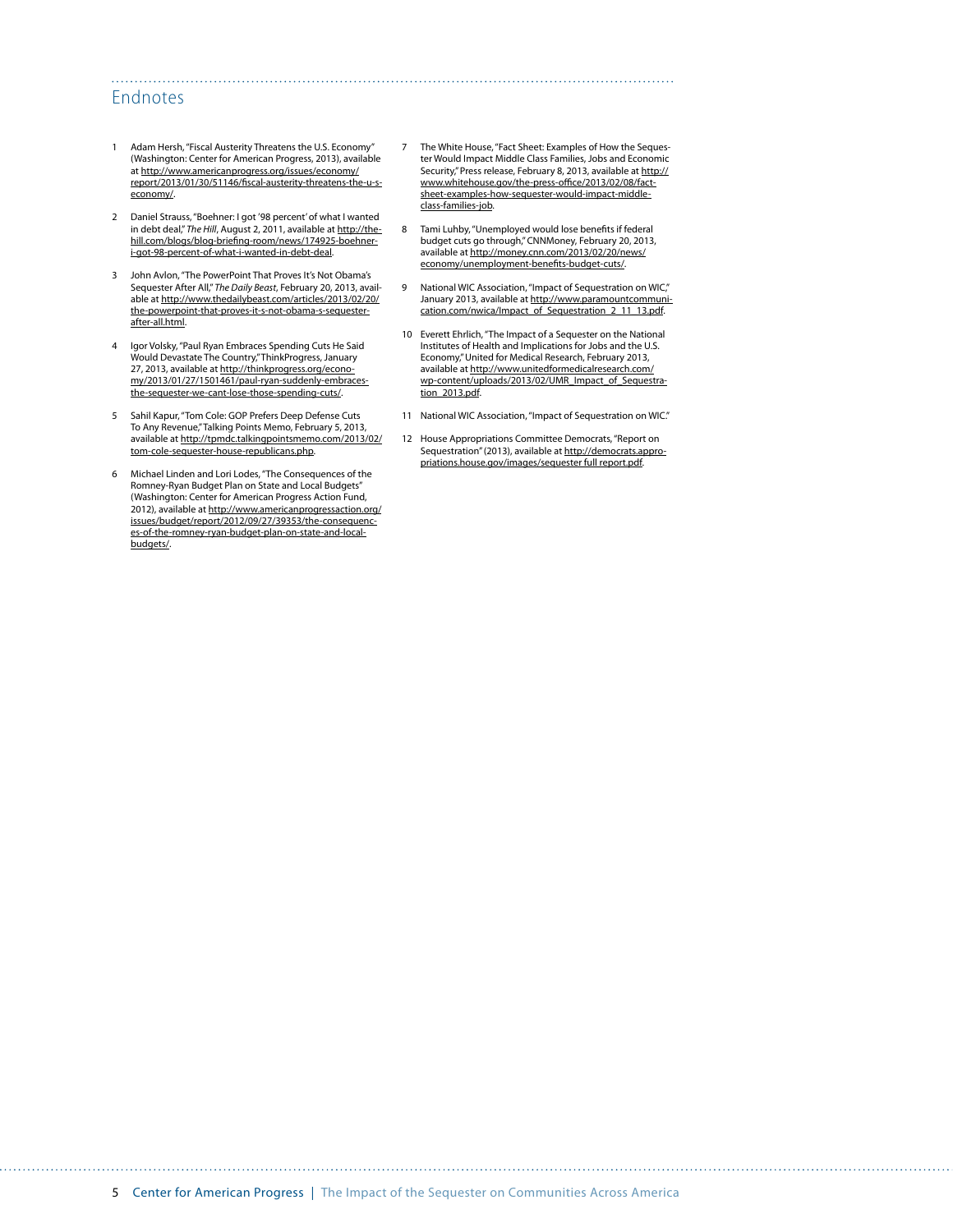## Endnotes

1. Adam Hersh, "Fiscal Austerity Threatens the U.S. Economy" (Washington: Center for American Progress, 2013), available at http://www.americanprogress.org/issues/economy/report/2013/01/30/51146/fiscal-austerity-threatens-the-u-s-economy/.

2. Daniel Strauss, "Boehner: I got '98 percent' of what I wanted in debt deal," *The Hill*, August 2, 2011, available at http://thehill.com/blogs/blog-briefing-room/news/174925-boehner-i-got-98-percent-of-what-i-wanted-in-debt-deal.

3. John Avlon, "The PowerPoint That Proves It's Not Obama's Sequester After All," *The Daily Beast*, February 20, 2013, available at http://www.thedailybeast.com/articles/2013/02/20/the-powerpoint-that-proves-it-s-not-obama-s-sequester-after-all.html.

4. Igor Volsky, "Paul Ryan Embraces Spending Cuts He Said Would Devastate The Country," ThinkProgress, January 27, 2013, available at http://thinkprogress.org/economy/2013/01/27/1501461/paul-ryan-suddenly-embraces-the-sequester-we-cant-lose-those-spending-cuts/.

5. Sahil Kapur, "Tom Cole: GOP Prefers Deep Defense Cuts To Any Revenue," Talking Points Memo, February 5, 2013, available at http://tpmdc.talkingpointsmemo.com/2013/02/tom-cole-sequester-house-republicans.php.

6. Michael Linden and Lori Lodes, "The Consequences of the Romney-Ryan Budget Plan on State and Local Budgets" (Washington: Center for American Progress Action Fund, 2012), available at http://www.americanprogressaction.org/issues/budget/report/2012/09/27/39353/the-consequences-of-the-romney-ryan-budget-plan-on-state-and-local-budgets/.

7. The White House, "Fact Sheet: Examples of How the Sequester Would Impact Middle Class Families, Jobs and Economic Security," Press release, February 8, 2013, available at http://www.whitehouse.gov/the-press-office/2013/02/08/fact-sheet-examples-how-sequester-would-impact-middle-class-families-job.

8. Tami Luhby, "Unemployed would lose benefits if federal budget cuts go through," CNNMoney, February 20, 2013, available at http://money.cnn.com/2013/02/20/news/economy/unemployment-benefits-budget-cuts/.

9. National WIC Association, "Impact of Sequestration on WIC," January 2013, available at http://www.paramountcommunication.com/nwica/Impact_of_Sequestration_2_11_13.pdf.

10. Everett Ehrlich, "The Impact of a Sequester on the National Institutes of Health and Implications for Jobs and the U.S. Economy," United for Medical Research, February 2013, available at http://www.unitedformedicalresearch.com/wp-content/uploads/2013/02/UMR_Impact_of_Sequestration_2013.pdf.

11. National WIC Association, "Impact of Sequestration on WIC."

12. House Appropriations Committee Democrats, "Report on Sequestration" (2013), available at http://democrats.appropriations.house.gov/images/sequester full report.pdf.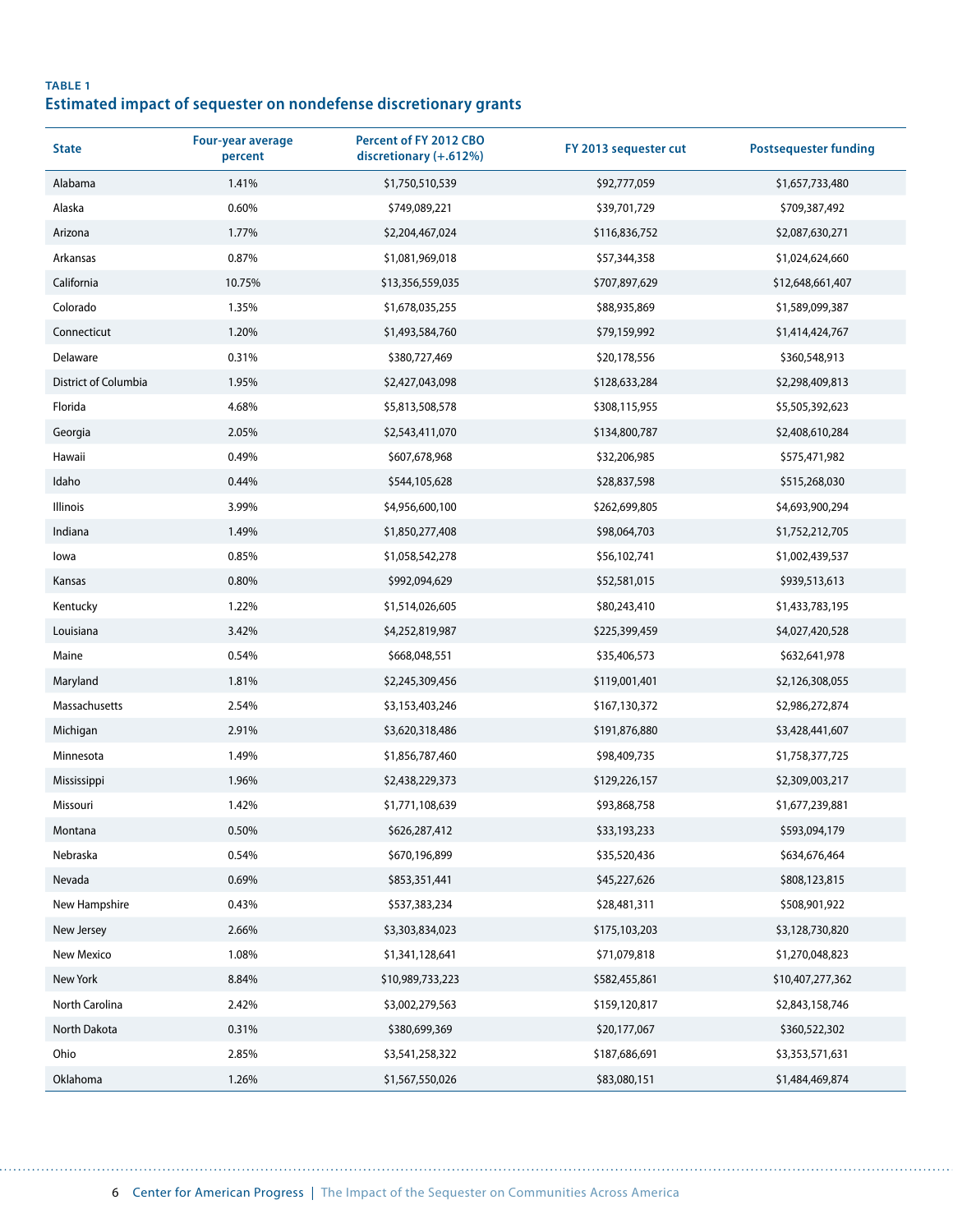**TABLE 1**

## Estimated impact of sequester on nondefense discretionary grants

| State | Four-year average percent | Percent of FY 2012 CBO discretionary (+.612%) | FY 2013 sequester cut | Postsequester funding |
|---|---|---|---|---|
| Alabama | 1.41% | $1,750,510,539 | $92,777,059 | $1,657,733,480 |
| Alaska | 0.60% | $749,089,221 | $39,701,729 | $709,387,492 |
| Arizona | 1.77% | $2,204,467,024 | $116,836,752 | $2,087,630,271 |
| Arkansas | 0.87% | $1,081,969,018 | $57,344,358 | $1,024,624,660 |
| California | 10.75% | $13,356,559,035 | $707,897,629 | $12,648,661,407 |
| Colorado | 1.35% | $1,678,035,255 | $88,935,869 | $1,589,099,387 |
| Connecticut | 1.20% | $1,493,584,760 | $79,159,992 | $1,414,424,767 |
| Delaware | 0.31% | $380,727,469 | $20,178,556 | $360,548,913 |
| District of Columbia | 1.95% | $2,427,043,098 | $128,633,284 | $2,298,409,813 |
| Florida | 4.68% | $5,813,508,578 | $308,115,955 | $5,505,392,623 |
| Georgia | 2.05% | $2,543,411,070 | $134,800,787 | $2,408,610,284 |
| Hawaii | 0.49% | $607,678,968 | $32,206,985 | $575,471,982 |
| Idaho | 0.44% | $544,105,628 | $28,837,598 | $515,268,030 |
| Illinois | 3.99% | $4,956,600,100 | $262,699,805 | $4,693,900,294 |
| Indiana | 1.49% | $1,850,277,408 | $98,064,703 | $1,752,212,705 |
| Iowa | 0.85% | $1,058,542,278 | $56,102,741 | $1,002,439,537 |
| Kansas | 0.80% | $992,094,629 | $52,581,015 | $939,513,613 |
| Kentucky | 1.22% | $1,514,026,605 | $80,243,410 | $1,433,783,195 |
| Louisiana | 3.42% | $4,252,819,987 | $225,399,459 | $4,027,420,528 |
| Maine | 0.54% | $668,048,551 | $35,406,573 | $632,641,978 |
| Maryland | 1.81% | $2,245,309,456 | $119,001,401 | $2,126,308,055 |
| Massachusetts | 2.54% | $3,153,403,246 | $167,130,372 | $2,986,272,874 |
| Michigan | 2.91% | $3,620,318,486 | $191,876,880 | $3,428,441,607 |
| Minnesota | 1.49% | $1,856,787,460 | $98,409,735 | $1,758,377,725 |
| Mississippi | 1.96% | $2,438,229,373 | $129,226,157 | $2,309,003,217 |
| Missouri | 1.42% | $1,771,108,639 | $93,868,758 | $1,677,239,881 |
| Montana | 0.50% | $626,287,412 | $33,193,233 | $593,094,179 |
| Nebraska | 0.54% | $670,196,899 | $35,520,436 | $634,676,464 |
| Nevada | 0.69% | $853,351,441 | $45,227,626 | $808,123,815 |
| New Hampshire | 0.43% | $537,383,234 | $28,481,311 | $508,901,922 |
| New Jersey | 2.66% | $3,303,834,023 | $175,103,203 | $3,128,730,820 |
| New Mexico | 1.08% | $1,341,128,641 | $71,079,818 | $1,270,048,823 |
| New York | 8.84% | $10,989,733,223 | $582,455,861 | $10,407,277,362 |
| North Carolina | 2.42% | $3,002,279,563 | $159,120,817 | $2,843,158,746 |
| North Dakota | 0.31% | $380,699,369 | $20,177,067 | $360,522,302 |
| Ohio | 2.85% | $3,541,258,322 | $187,686,691 | $3,353,571,631 |
| Oklahoma | 1.26% | $1,567,550,026 | $83,080,151 | $1,484,469,874 |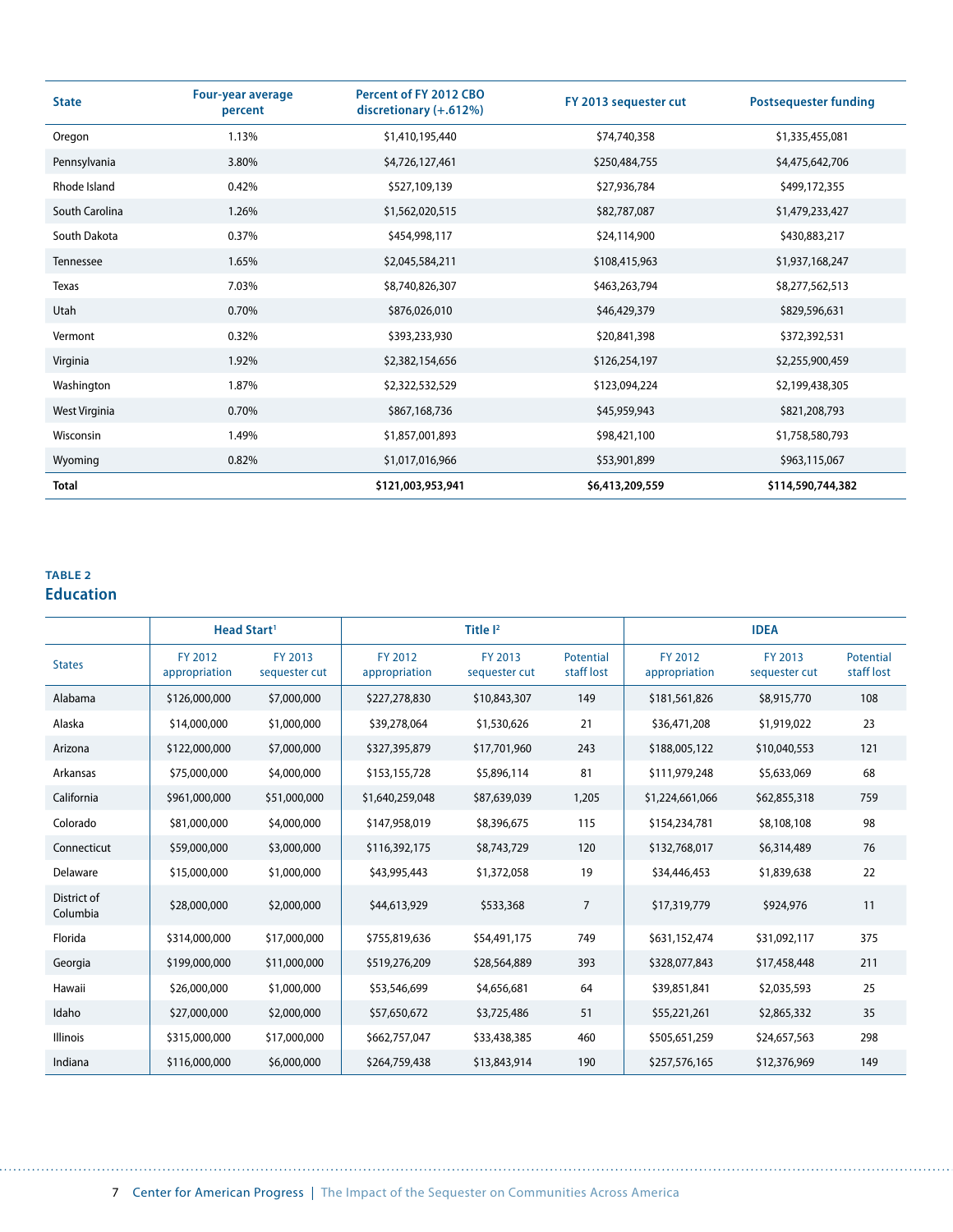| State | Four-year average percent | Percent of FY 2012 CBO discretionary (+.612%) | FY 2013 sequester cut | Postsequester funding |
|---|---|---|---|---|
| Oregon | 1.13% | $1,410,195,440 | $74,740,358 | $1,335,455,081 |
| Pennsylvania | 3.80% | $4,726,127,461 | $250,484,755 | $4,475,642,706 |
| Rhode Island | 0.42% | $527,109,139 | $27,936,784 | $499,172,355 |
| South Carolina | 1.26% | $1,562,020,515 | $82,787,087 | $1,479,233,427 |
| South Dakota | 0.37% | $454,998,117 | $24,114,900 | $430,883,217 |
| Tennessee | 1.65% | $2,045,584,211 | $108,415,963 | $1,937,168,247 |
| Texas | 7.03% | $8,740,826,307 | $463,263,794 | $8,277,562,513 |
| Utah | 0.70% | $876,026,010 | $46,429,379 | $829,596,631 |
| Vermont | 0.32% | $393,233,930 | $20,841,398 | $372,392,531 |
| Virginia | 1.92% | $2,382,154,656 | $126,254,197 | $2,255,900,459 |
| Washington | 1.87% | $2,322,532,529 | $123,094,224 | $2,199,438,305 |
| West Virginia | 0.70% | $867,168,736 | $45,959,943 | $821,208,793 |
| Wisconsin | 1.49% | $1,857,001,893 | $98,421,100 | $1,758,580,793 |
| Wyoming | 0.82% | $1,017,016,966 | $53,901,899 | $963,115,067 |
| **Total** | | **$121,003,953,941** | **$6,413,209,559** | **$114,590,744,382** |

**TABLE 2**

## Education

| | Head Start[1] | | Title I[2] | | | IDEA | | |
|---|---|---|---|---|---|---|---|---|
| States | FY 2012 appropriation | FY 2013 sequester cut | FY 2012 appropriation | FY 2013 sequester cut | Potential staff lost | FY 2012 appropriation | FY 2013 sequester cut | Potential staff lost |
| Alabama | $126,000,000 | $7,000,000 | $227,278,830 | $10,843,307 | 149 | $181,561,826 | $8,915,770 | 108 |
| Alaska | $14,000,000 | $1,000,000 | $39,278,064 | $1,530,626 | 21 | $36,471,208 | $1,919,022 | 23 |
| Arizona | $122,000,000 | $7,000,000 | $327,395,879 | $17,701,960 | 243 | $188,005,122 | $10,040,553 | 121 |
| Arkansas | $75,000,000 | $4,000,000 | $153,155,728 | $5,896,114 | 81 | $111,979,248 | $5,633,069 | 68 |
| California | $961,000,000 | $51,000,000 | $1,640,259,048 | $87,639,039 | 1,205 | $1,224,661,066 | $62,855,318 | 759 |
| Colorado | $81,000,000 | $4,000,000 | $147,958,019 | $8,396,675 | 115 | $154,234,781 | $8,108,108 | 98 |
| Connecticut | $59,000,000 | $3,000,000 | $116,392,175 | $8,743,729 | 120 | $132,768,017 | $6,314,489 | 76 |
| Delaware | $15,000,000 | $1,000,000 | $43,995,443 | $1,372,058 | 19 | $34,446,453 | $1,839,638 | 22 |
| District of Columbia | $28,000,000 | $2,000,000 | $44,613,929 | $533,368 | 7 | $17,319,779 | $924,976 | 11 |
| Florida | $314,000,000 | $17,000,000 | $755,819,636 | $54,491,175 | 749 | $631,152,474 | $31,092,117 | 375 |
| Georgia | $199,000,000 | $11,000,000 | $519,276,209 | $28,564,889 | 393 | $328,077,843 | $17,458,448 | 211 |
| Hawaii | $26,000,000 | $1,000,000 | $53,546,699 | $4,656,681 | 64 | $39,851,841 | $2,035,593 | 25 |
| Idaho | $27,000,000 | $2,000,000 | $57,650,672 | $3,725,486 | 51 | $55,221,261 | $2,865,332 | 35 |
| Illinois | $315,000,000 | $17,000,000 | $662,757,047 | $33,438,385 | 460 | $505,651,259 | $24,657,563 | 298 |
| Indiana | $116,000,000 | $6,000,000 | $264,759,438 | $13,843,914 | 190 | $257,576,165 | $12,376,969 | 149 |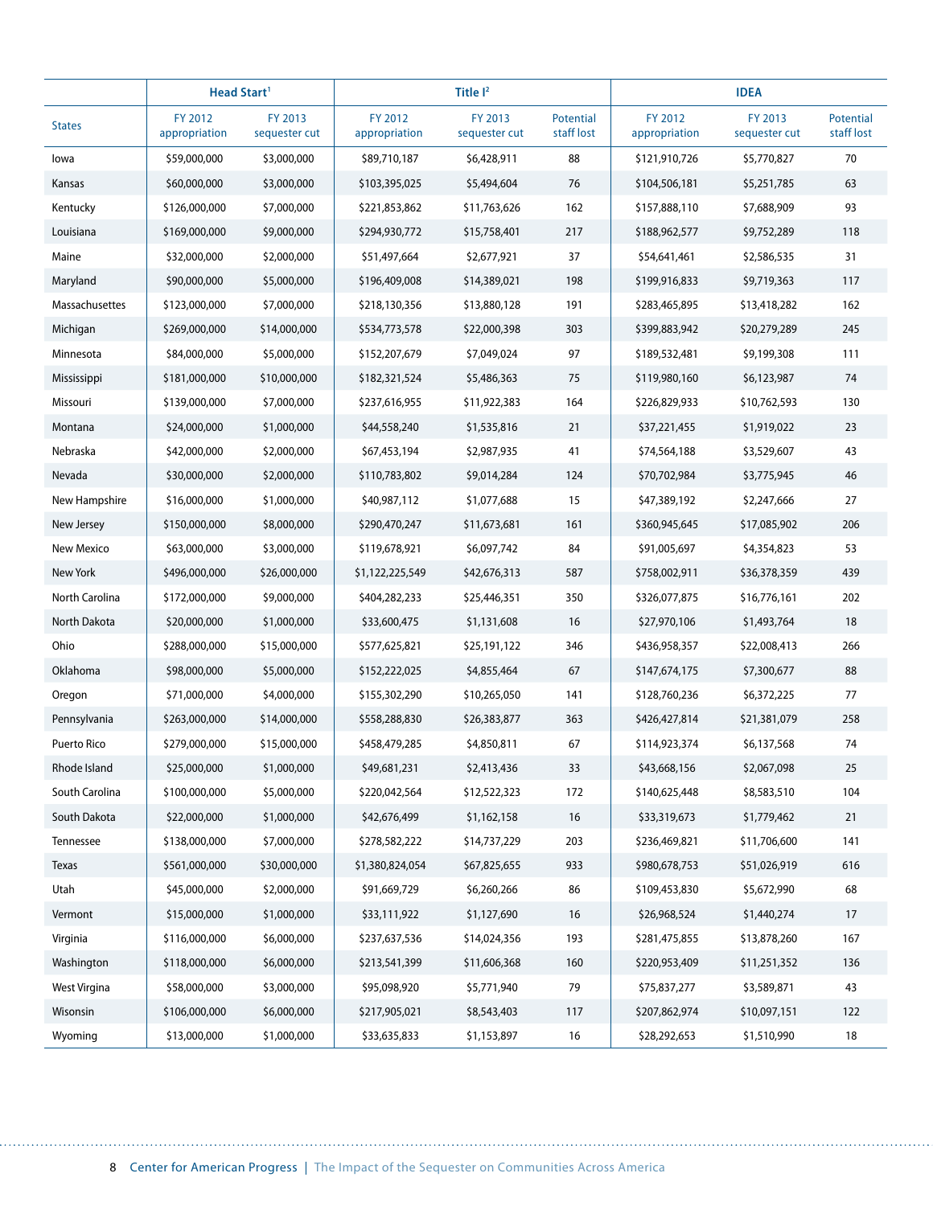| States | Head Start[1] | | Title I[2] | | | IDEA | | |
|---|---|---|---|---|---|---|---|---|
| | FY 2012 appropriation | FY 2013 sequester cut | FY 2012 appropriation | FY 2013 sequester cut | Potential staff lost | FY 2012 appropriation | FY 2013 sequester cut | Potential staff lost |
| Iowa | $59,000,000 | $3,000,000 | $89,710,187 | $6,428,911 | 88 | $121,910,726 | $5,770,827 | 70 |
| Kansas | $60,000,000 | $3,000,000 | $103,395,025 | $5,494,604 | 76 | $104,506,181 | $5,251,785 | 63 |
| Kentucky | $126,000,000 | $7,000,000 | $221,853,862 | $11,763,626 | 162 | $157,888,110 | $7,688,909 | 93 |
| Louisiana | $169,000,000 | $9,000,000 | $294,930,772 | $15,758,401 | 217 | $188,962,577 | $9,752,289 | 118 |
| Maine | $32,000,000 | $2,000,000 | $51,497,664 | $2,677,921 | 37 | $54,641,461 | $2,586,535 | 31 |
| Maryland | $90,000,000 | $5,000,000 | $196,409,008 | $14,389,021 | 198 | $199,916,833 | $9,719,363 | 117 |
| Massachusettes | $123,000,000 | $7,000,000 | $218,130,356 | $13,880,128 | 191 | $283,465,895 | $13,418,282 | 162 |
| Michigan | $269,000,000 | $14,000,000 | $534,773,578 | $22,000,398 | 303 | $399,883,942 | $20,279,289 | 245 |
| Minnesota | $84,000,000 | $5,000,000 | $152,207,679 | $7,049,024 | 97 | $189,532,481 | $9,199,308 | 111 |
| Mississippi | $181,000,000 | $10,000,000 | $182,321,524 | $5,486,363 | 75 | $119,980,160 | $6,123,987 | 74 |
| Missouri | $139,000,000 | $7,000,000 | $237,616,955 | $11,922,383 | 164 | $226,829,933 | $10,762,593 | 130 |
| Montana | $24,000,000 | $1,000,000 | $44,558,240 | $1,535,816 | 21 | $37,221,455 | $1,919,022 | 23 |
| Nebraska | $42,000,000 | $2,000,000 | $67,453,194 | $2,987,935 | 41 | $74,564,188 | $3,529,607 | 43 |
| Nevada | $30,000,000 | $2,000,000 | $110,783,802 | $9,014,284 | 124 | $70,702,984 | $3,775,945 | 46 |
| New Hampshire | $16,000,000 | $1,000,000 | $40,987,112 | $1,077,688 | 15 | $47,389,192 | $2,247,666 | 27 |
| New Jersey | $150,000,000 | $8,000,000 | $290,470,247 | $11,673,681 | 161 | $360,945,645 | $17,085,902 | 206 |
| New Mexico | $63,000,000 | $3,000,000 | $119,678,921 | $6,097,742 | 84 | $91,005,697 | $4,354,823 | 53 |
| New York | $496,000,000 | $26,000,000 | $1,122,225,549 | $42,676,313 | 587 | $758,002,911 | $36,378,359 | 439 |
| North Carolina | $172,000,000 | $9,000,000 | $404,282,233 | $25,446,351 | 350 | $326,077,875 | $16,776,161 | 202 |
| North Dakota | $20,000,000 | $1,000,000 | $33,600,475 | $1,131,608 | 16 | $27,970,106 | $1,493,764 | 18 |
| Ohio | $288,000,000 | $15,000,000 | $577,625,821 | $25,191,122 | 346 | $436,958,357 | $22,008,413 | 266 |
| Oklahoma | $98,000,000 | $5,000,000 | $152,222,025 | $4,855,464 | 67 | $147,674,175 | $7,300,677 | 88 |
| Oregon | $71,000,000 | $4,000,000 | $155,302,290 | $10,265,050 | 141 | $128,760,236 | $6,372,225 | 77 |
| Pennsylvania | $263,000,000 | $14,000,000 | $558,288,830 | $26,383,877 | 363 | $426,427,814 | $21,381,079 | 258 |
| Puerto Rico | $279,000,000 | $15,000,000 | $458,479,285 | $4,850,811 | 67 | $114,923,374 | $6,137,568 | 74 |
| Rhode Island | $25,000,000 | $1,000,000 | $49,681,231 | $2,413,436 | 33 | $43,668,156 | $2,067,098 | 25 |
| South Carolina | $100,000,000 | $5,000,000 | $220,042,564 | $12,522,323 | 172 | $140,625,448 | $8,583,510 | 104 |
| South Dakota | $22,000,000 | $1,000,000 | $42,676,499 | $1,162,158 | 16 | $33,319,673 | $1,779,462 | 21 |
| Tennessee | $138,000,000 | $7,000,000 | $278,582,222 | $14,737,229 | 203 | $236,469,821 | $11,706,600 | 141 |
| Texas | $561,000,000 | $30,000,000 | $1,380,824,054 | $67,825,655 | 933 | $980,678,753 | $51,026,919 | 616 |
| Utah | $45,000,000 | $2,000,000 | $91,669,729 | $6,260,266 | 86 | $109,453,830 | $5,672,990 | 68 |
| Vermont | $15,000,000 | $1,000,000 | $33,111,922 | $1,127,690 | 16 | $26,968,524 | $1,440,274 | 17 |
| Virginia | $116,000,000 | $6,000,000 | $237,637,536 | $14,024,356 | 193 | $281,475,855 | $13,878,260 | 167 |
| Washington | $118,000,000 | $6,000,000 | $213,541,399 | $11,606,368 | 160 | $220,953,409 | $11,251,352 | 136 |
| West Virgina | $58,000,000 | $3,000,000 | $95,098,920 | $5,771,940 | 79 | $75,837,277 | $3,589,871 | 43 |
| Wisonsin | $106,000,000 | $6,000,000 | $217,905,021 | $8,543,403 | 117 | $207,862,974 | $10,097,151 | 122 |
| Wyoming | $13,000,000 | $1,000,000 | $33,635,833 | $1,153,897 | 16 | $28,292,653 | $1,510,990 | 18 |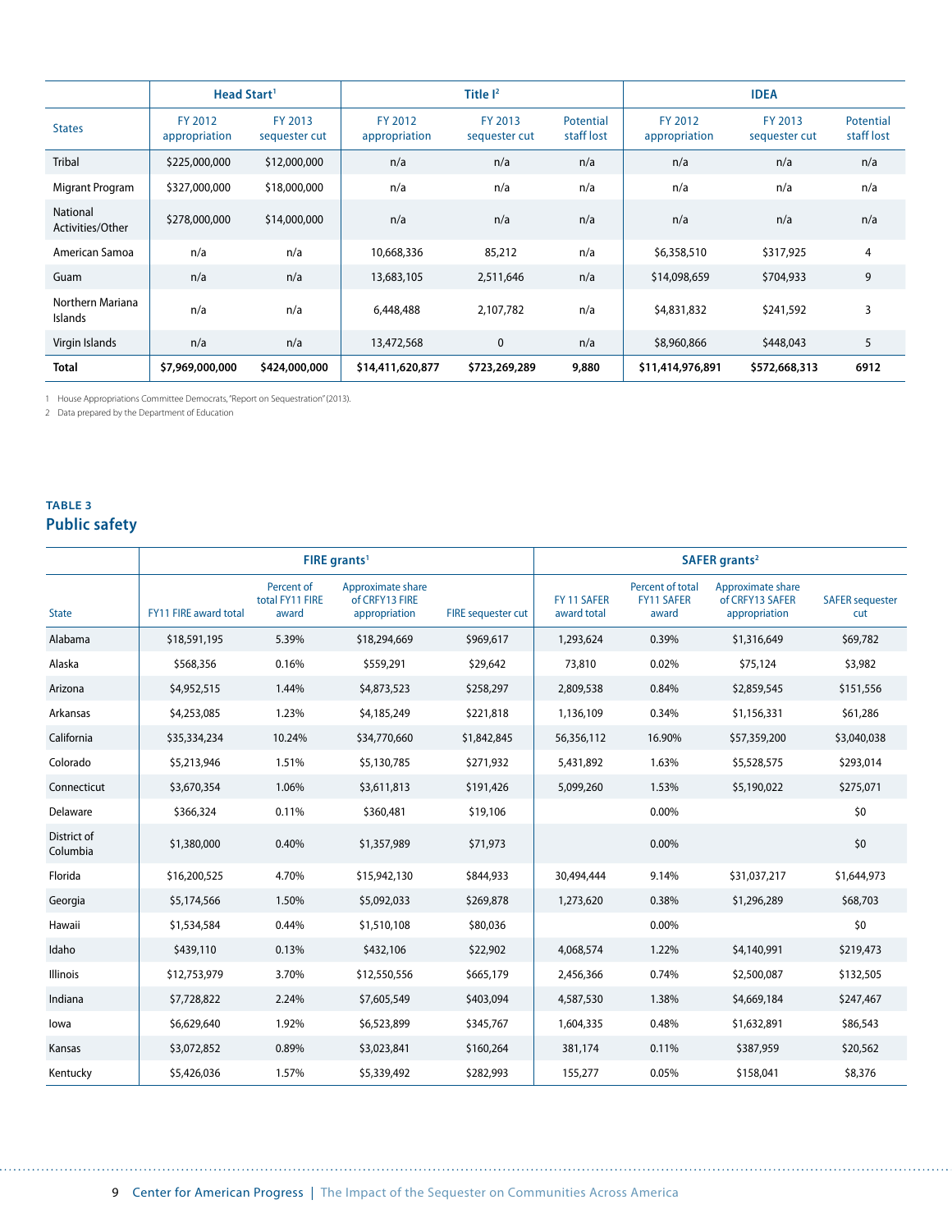| States | Head Start[1] | | Title I[2] | | | IDEA | | |
|---|---|---|---|---|---|---|---|---|
| | FY 2012 appropriation | FY 2013 sequester cut | FY 2012 appropriation | FY 2013 sequester cut | Potential staff lost | FY 2012 appropriation | FY 2013 sequester cut | Potential staff lost |
| Tribal | $225,000,000 | $12,000,000 | n/a | n/a | n/a | n/a | n/a | n/a |
| Migrant Program | $327,000,000 | $18,000,000 | n/a | n/a | n/a | n/a | n/a | n/a |
| National Activities/Other | $278,000,000 | $14,000,000 | n/a | n/a | n/a | n/a | n/a | n/a |
| American Samoa | n/a | n/a | 10,668,336 | 85,212 | n/a | $6,358,510 | $317,925 | 4 |
| Guam | n/a | n/a | 13,683,105 | 2,511,646 | n/a | $14,098,659 | $704,933 | 9 |
| Northern Mariana Islands | n/a | n/a | 6,448,488 | 2,107,782 | n/a | $4,831,832 | $241,592 | 3 |
| Virgin Islands | n/a | n/a | 13,472,568 | 0 | n/a | $8,960,866 | $448,043 | 5 |
| **Total** | **$7,969,000,000** | **$424,000,000** | **$14,411,620,877** | **$723,269,289** | **9,880** | **$11,414,976,891** | **$572,668,313** | **6912** |

1 House Appropriations Committee Democrats, "Report on Sequestration" (2013).

2 Data prepared by the Department of Education

**TABLE 3**

## Public safety

| State | FIRE grants[1] | | | | SAFER grants[2] | | | |
|---|---|---|---|---|---|---|---|---|
| | FY11 FIRE award total | Percent of total FY11 FIRE award | Approximate share of CRFY13 FIRE appropriation | FIRE sequester cut | FY 11 SAFER award total | Percent of total FY11 SAFER award | Approximate share of CRFY13 SAFER appropriation | SAFER sequester cut |
| Alabama | $18,591,195 | 5.39% | $18,294,669 | $969,617 | 1,293,624 | 0.39% | $1,316,649 | $69,782 |
| Alaska | $568,356 | 0.16% | $559,291 | $29,642 | 73,810 | 0.02% | $75,124 | $3,982 |
| Arizona | $4,952,515 | 1.44% | $4,873,523 | $258,297 | 2,809,538 | 0.84% | $2,859,545 | $151,556 |
| Arkansas | $4,253,085 | 1.23% | $4,185,249 | $221,818 | 1,136,109 | 0.34% | $1,156,331 | $61,286 |
| California | $35,334,234 | 10.24% | $34,770,660 | $1,842,845 | 56,356,112 | 16.90% | $57,359,200 | $3,040,038 |
| Colorado | $5,213,946 | 1.51% | $5,130,785 | $271,932 | 5,431,892 | 1.63% | $5,528,575 | $293,014 |
| Connecticut | $3,670,354 | 1.06% | $3,611,813 | $191,426 | 5,099,260 | 1.53% | $5,190,022 | $275,071 |
| Delaware | $366,324 | 0.11% | $360,481 | $19,106 | | 0.00% | | $0 |
| District of Columbia | $1,380,000 | 0.40% | $1,357,989 | $71,973 | | 0.00% | | $0 |
| Florida | $16,200,525 | 4.70% | $15,942,130 | $844,933 | 30,494,444 | 9.14% | $31,037,217 | $1,644,973 |
| Georgia | $5,174,566 | 1.50% | $5,092,033 | $269,878 | 1,273,620 | 0.38% | $1,296,289 | $68,703 |
| Hawaii | $1,534,584 | 0.44% | $1,510,108 | $80,036 | | 0.00% | | $0 |
| Idaho | $439,110 | 0.13% | $432,106 | $22,902 | 4,068,574 | 1.22% | $4,140,991 | $219,473 |
| Illinois | $12,753,979 | 3.70% | $12,550,556 | $665,179 | 2,456,366 | 0.74% | $2,500,087 | $132,505 |
| Indiana | $7,728,822 | 2.24% | $7,605,549 | $403,094 | 4,587,530 | 1.38% | $4,669,184 | $247,467 |
| Iowa | $6,629,640 | 1.92% | $6,523,899 | $345,767 | 1,604,335 | 0.48% | $1,632,891 | $86,543 |
| Kansas | $3,072,852 | 0.89% | $3,023,841 | $160,264 | 381,174 | 0.11% | $387,959 | $20,562 |
| Kentucky | $5,426,036 | 1.57% | $5,339,492 | $282,993 | 155,277 | 0.05% | $158,041 | $8,376 |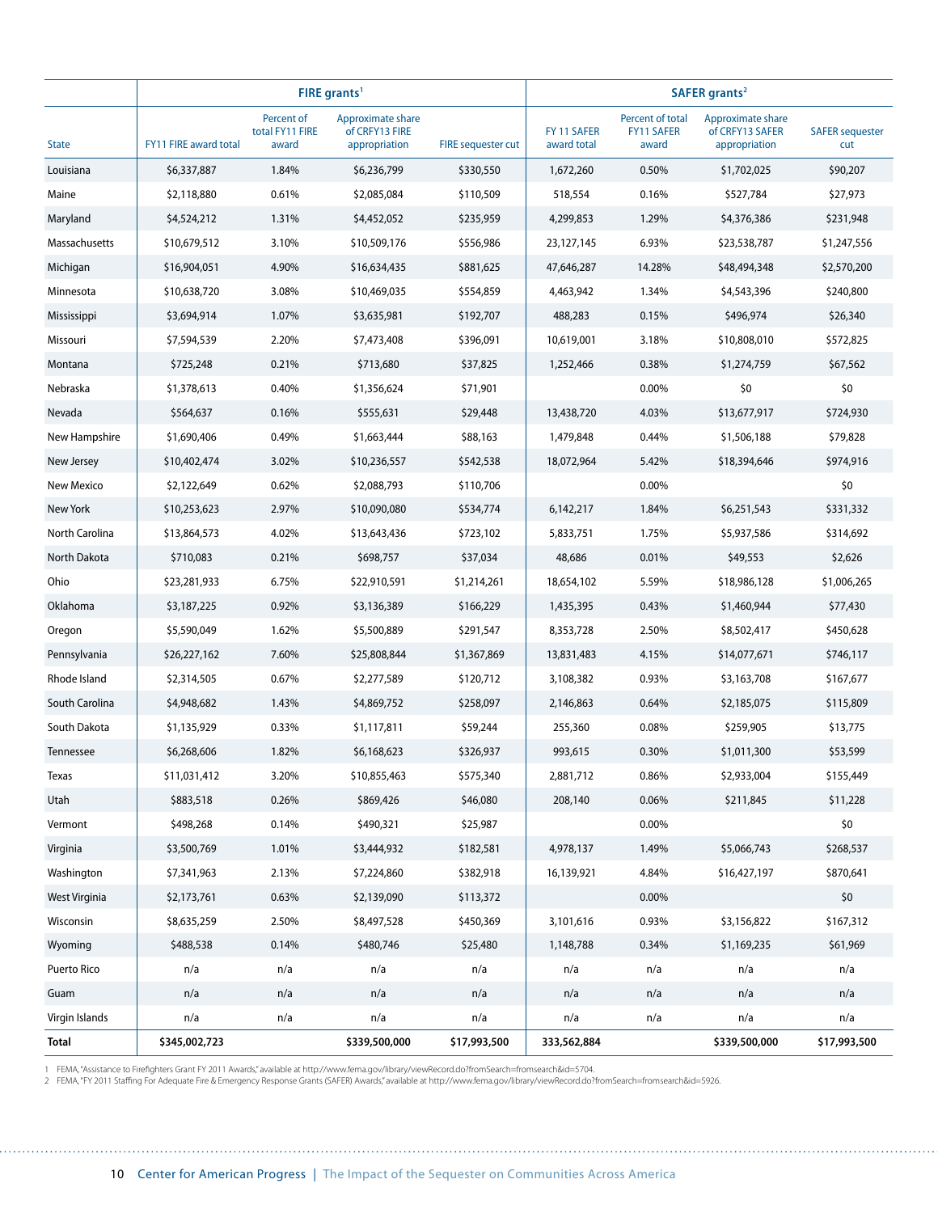| State | FIRE grants[1] | | | | SAFER grants[2] | | | |
|---|---|---|---|---|---|---|---|---|
| | FY11 FIRE award total | Percent of total FY11 FIRE award | Approximate share of CRFY13 FIRE appropriation | FIRE sequester cut | FY 11 SAFER award total | Percent of total FY11 SAFER award | Approximate share of CRFY13 SAFER appropriation | SAFER sequester cut |
| Louisiana | $6,337,887 | 1.84% | $6,236,799 | $330,550 | 1,672,260 | 0.50% | $1,702,025 | $90,207 |
| Maine | $2,118,880 | 0.61% | $2,085,084 | $110,509 | 518,554 | 0.16% | $527,784 | $27,973 |
| Maryland | $4,524,212 | 1.31% | $4,452,052 | $235,959 | 4,299,853 | 1.29% | $4,376,386 | $231,948 |
| Massachusetts | $10,679,512 | 3.10% | $10,509,176 | $556,986 | 23,127,145 | 6.93% | $23,538,787 | $1,247,556 |
| Michigan | $16,904,051 | 4.90% | $16,634,435 | $881,625 | 47,646,287 | 14.28% | $48,494,348 | $2,570,200 |
| Minnesota | $10,638,720 | 3.08% | $10,469,035 | $554,859 | 4,463,942 | 1.34% | $4,543,396 | $240,800 |
| Mississippi | $3,694,914 | 1.07% | $3,635,981 | $192,707 | 488,283 | 0.15% | $496,974 | $26,340 |
| Missouri | $7,594,539 | 2.20% | $7,473,408 | $396,091 | 10,619,001 | 3.18% | $10,808,010 | $572,825 |
| Montana | $725,248 | 0.21% | $713,680 | $37,825 | 1,252,466 | 0.38% | $1,274,759 | $67,562 |
| Nebraska | $1,378,613 | 0.40% | $1,356,624 | $71,901 | | 0.00% | $0 | $0 |
| Nevada | $564,637 | 0.16% | $555,631 | $29,448 | 13,438,720 | 4.03% | $13,677,917 | $724,930 |
| New Hampshire | $1,690,406 | 0.49% | $1,663,444 | $88,163 | 1,479,848 | 0.44% | $1,506,188 | $79,828 |
| New Jersey | $10,402,474 | 3.02% | $10,236,557 | $542,538 | 18,072,964 | 5.42% | $18,394,646 | $974,916 |
| New Mexico | $2,122,649 | 0.62% | $2,088,793 | $110,706 | | 0.00% | | $0 |
| New York | $10,253,623 | 2.97% | $10,090,080 | $534,774 | 6,142,217 | 1.84% | $6,251,543 | $331,332 |
| North Carolina | $13,864,573 | 4.02% | $13,643,436 | $723,102 | 5,833,751 | 1.75% | $5,937,586 | $314,692 |
| North Dakota | $710,083 | 0.21% | $698,757 | $37,034 | 48,686 | 0.01% | $49,553 | $2,626 |
| Ohio | $23,281,933 | 6.75% | $22,910,591 | $1,214,261 | 18,654,102 | 5.59% | $18,986,128 | $1,006,265 |
| Oklahoma | $3,187,225 | 0.92% | $3,136,389 | $166,229 | 1,435,395 | 0.43% | $1,460,944 | $77,430 |
| Oregon | $5,590,049 | 1.62% | $5,500,889 | $291,547 | 8,353,728 | 2.50% | $8,502,417 | $450,628 |
| Pennsylvania | $26,227,162 | 7.60% | $25,808,844 | $1,367,869 | 13,831,483 | 4.15% | $14,077,671 | $746,117 |
| Rhode Island | $2,314,505 | 0.67% | $2,277,589 | $120,712 | 3,108,382 | 0.93% | $3,163,708 | $167,677 |
| South Carolina | $4,948,682 | 1.43% | $4,869,752 | $258,097 | 2,146,863 | 0.64% | $2,185,075 | $115,809 |
| South Dakota | $1,135,929 | 0.33% | $1,117,811 | $59,244 | 255,360 | 0.08% | $259,905 | $13,775 |
| Tennessee | $6,268,606 | 1.82% | $6,168,623 | $326,937 | 993,615 | 0.30% | $1,011,300 | $53,599 |
| Texas | $11,031,412 | 3.20% | $10,855,463 | $575,340 | 2,881,712 | 0.86% | $2,933,004 | $155,449 |
| Utah | $883,518 | 0.26% | $869,426 | $46,080 | 208,140 | 0.06% | $211,845 | $11,228 |
| Vermont | $498,268 | 0.14% | $490,321 | $25,987 | | 0.00% | | $0 |
| Virginia | $3,500,769 | 1.01% | $3,444,932 | $182,581 | 4,978,137 | 1.49% | $5,066,743 | $268,537 |
| Washington | $7,341,963 | 2.13% | $7,224,860 | $382,918 | 16,139,921 | 4.84% | $16,427,197 | $870,641 |
| West Virginia | $2,173,761 | 0.63% | $2,139,090 | $113,372 | | 0.00% | | $0 |
| Wisconsin | $8,635,259 | 2.50% | $8,497,528 | $450,369 | 3,101,616 | 0.93% | $3,156,822 | $167,312 |
| Wyoming | $488,538 | 0.14% | $480,746 | $25,480 | 1,148,788 | 0.34% | $1,169,235 | $61,969 |
| Puerto Rico | n/a | n/a | n/a | n/a | n/a | n/a | n/a | n/a |
| Guam | n/a | n/a | n/a | n/a | n/a | n/a | n/a | n/a |
| Virgin Islands | n/a | n/a | n/a | n/a | n/a | n/a | n/a | n/a |
| **Total** | **$345,002,723** | | **$339,500,000** | **$17,993,500** | **333,562,884** | | **$339,500,000** | **$17,993,500** |

1 FEMA, "Assistance to Firefighters Grant FY 2011 Awards," available at http://www.fema.gov/library/viewRecord.do?fromSearch=fromsearch&id=5704.
2 FEMA, "FY 2011 Staffing For Adequate Fire & Emergency Response Grants (SAFER) Awards," available at http://www.fema.gov/library/viewRecord.do?fromSearch=fromsearch&id=5926.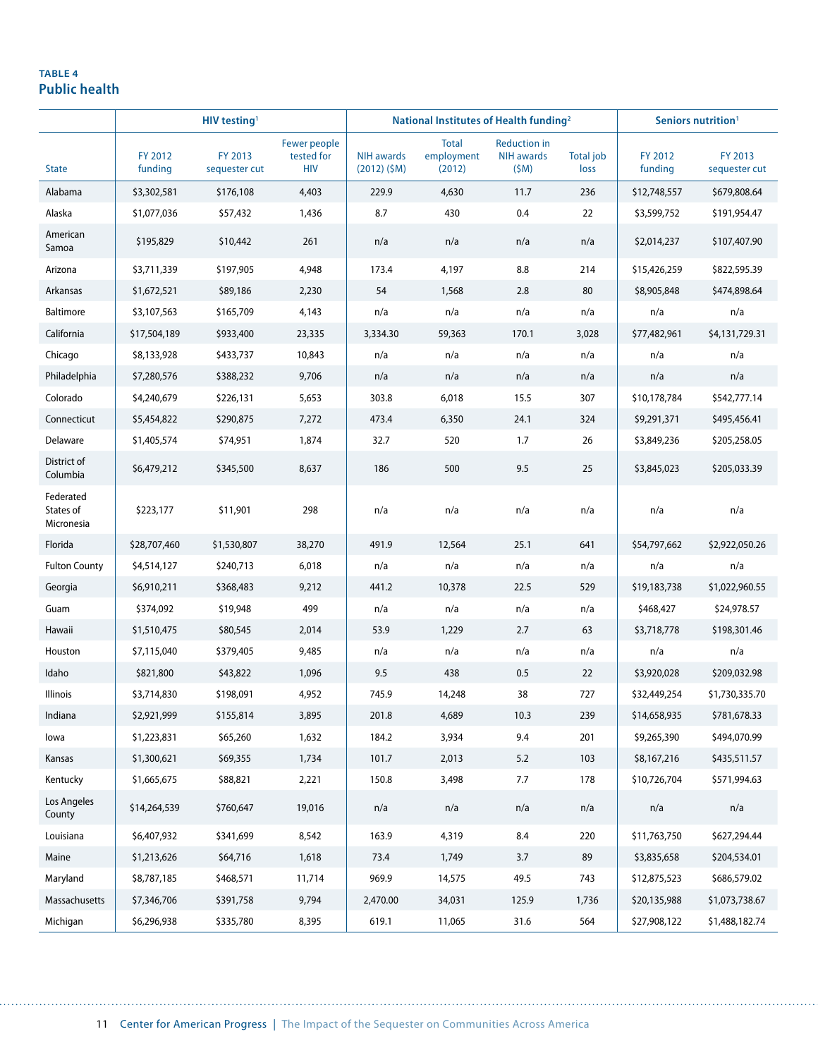**TABLE 4**

## Public health

| State | HIV testing[1] | | | National Institutes of Health funding[2] | | | | Seniors nutrition[1] | |
|---|---|---|---|---|---|---|---|---|---|
| | FY 2012 funding | FY 2013 sequester cut | Fewer people tested for HIV | NIH awards (2012) ($M) | Total employment (2012) | Reduction in NIH awards ($M) | Total job loss | FY 2012 funding | FY 2013 sequester cut |
| Alabama | $3,302,581 | $176,108 | 4,403 | 229.9 | 4,630 | 11.7 | 236 | $12,748,557 | $679,808.64 |
| Alaska | $1,077,036 | $57,432 | 1,436 | 8.7 | 430 | 0.4 | 22 | $3,599,752 | $191,954.47 |
| American Samoa | $195,829 | $10,442 | 261 | n/a | n/a | n/a | n/a | $2,014,237 | $107,407.90 |
| Arizona | $3,711,339 | $197,905 | 4,948 | 173.4 | 4,197 | 8.8 | 214 | $15,426,259 | $822,595.39 |
| Arkansas | $1,672,521 | $89,186 | 2,230 | 54 | 1,568 | 2.8 | 80 | $8,905,848 | $474,898.64 |
| Baltimore | $3,107,563 | $165,709 | 4,143 | n/a | n/a | n/a | n/a | n/a | n/a |
| California | $17,504,189 | $933,400 | 23,335 | 3,334.30 | 59,363 | 170.1 | 3,028 | $77,482,961 | $4,131,729.31 |
| Chicago | $8,133,928 | $433,737 | 10,843 | n/a | n/a | n/a | n/a | n/a | n/a |
| Philadelphia | $7,280,576 | $388,232 | 9,706 | n/a | n/a | n/a | n/a | n/a | n/a |
| Colorado | $4,240,679 | $226,131 | 5,653 | 303.8 | 6,018 | 15.5 | 307 | $10,178,784 | $542,777.14 |
| Connecticut | $5,454,822 | $290,875 | 7,272 | 473.4 | 6,350 | 24.1 | 324 | $9,291,371 | $495,456.41 |
| Delaware | $1,405,574 | $74,951 | 1,874 | 32.7 | 520 | 1.7 | 26 | $3,849,236 | $205,258.05 |
| District of Columbia | $6,479,212 | $345,500 | 8,637 | 186 | 500 | 9.5 | 25 | $3,845,023 | $205,033.39 |
| Federated States of Micronesia | $223,177 | $11,901 | 298 | n/a | n/a | n/a | n/a | n/a | n/a |
| Florida | $28,707,460 | $1,530,807 | 38,270 | 491.9 | 12,564 | 25.1 | 641 | $54,797,662 | $2,922,050.26 |
| Fulton County | $4,514,127 | $240,713 | 6,018 | n/a | n/a | n/a | n/a | n/a | n/a |
| Georgia | $6,910,211 | $368,483 | 9,212 | 441.2 | 10,378 | 22.5 | 529 | $19,183,738 | $1,022,960.55 |
| Guam | $374,092 | $19,948 | 499 | n/a | n/a | n/a | n/a | $468,427 | $24,978.57 |
| Hawaii | $1,510,475 | $80,545 | 2,014 | 53.9 | 1,229 | 2.7 | 63 | $3,718,778 | $198,301.46 |
| Houston | $7,115,040 | $379,405 | 9,485 | n/a | n/a | n/a | n/a | n/a | n/a |
| Idaho | $821,800 | $43,822 | 1,096 | 9.5 | 438 | 0.5 | 22 | $3,920,028 | $209,032.98 |
| Illinois | $3,714,830 | $198,091 | 4,952 | 745.9 | 14,248 | 38 | 727 | $32,449,254 | $1,730,335.70 |
| Indiana | $2,921,999 | $155,814 | 3,895 | 201.8 | 4,689 | 10.3 | 239 | $14,658,935 | $781,678.33 |
| Iowa | $1,223,831 | $65,260 | 1,632 | 184.2 | 3,934 | 9.4 | 201 | $9,265,390 | $494,070.99 |
| Kansas | $1,300,621 | $69,355 | 1,734 | 101.7 | 2,013 | 5.2 | 103 | $8,167,216 | $435,511.57 |
| Kentucky | $1,665,675 | $88,821 | 2,221 | 150.8 | 3,498 | 7.7 | 178 | $10,726,704 | $571,994.63 |
| Los Angeles County | $14,264,539 | $760,647 | 19,016 | n/a | n/a | n/a | n/a | n/a | n/a |
| Louisiana | $6,407,932 | $341,699 | 8,542 | 163.9 | 4,319 | 8.4 | 220 | $11,763,750 | $627,294.44 |
| Maine | $1,213,626 | $64,716 | 1,618 | 73.4 | 1,749 | 3.7 | 89 | $3,835,658 | $204,534.01 |
| Maryland | $8,787,185 | $468,571 | 11,714 | 969.9 | 14,575 | 49.5 | 743 | $12,875,523 | $686,579.02 |
| Massachusetts | $7,346,706 | $391,758 | 9,794 | 2,470.00 | 34,031 | 125.9 | 1,736 | $20,135,988 | $1,073,738.67 |
| Michigan | $6,296,938 | $335,780 | 8,395 | 619.1 | 11,065 | 31.6 | 564 | $27,908,122 | $1,488,182.74 |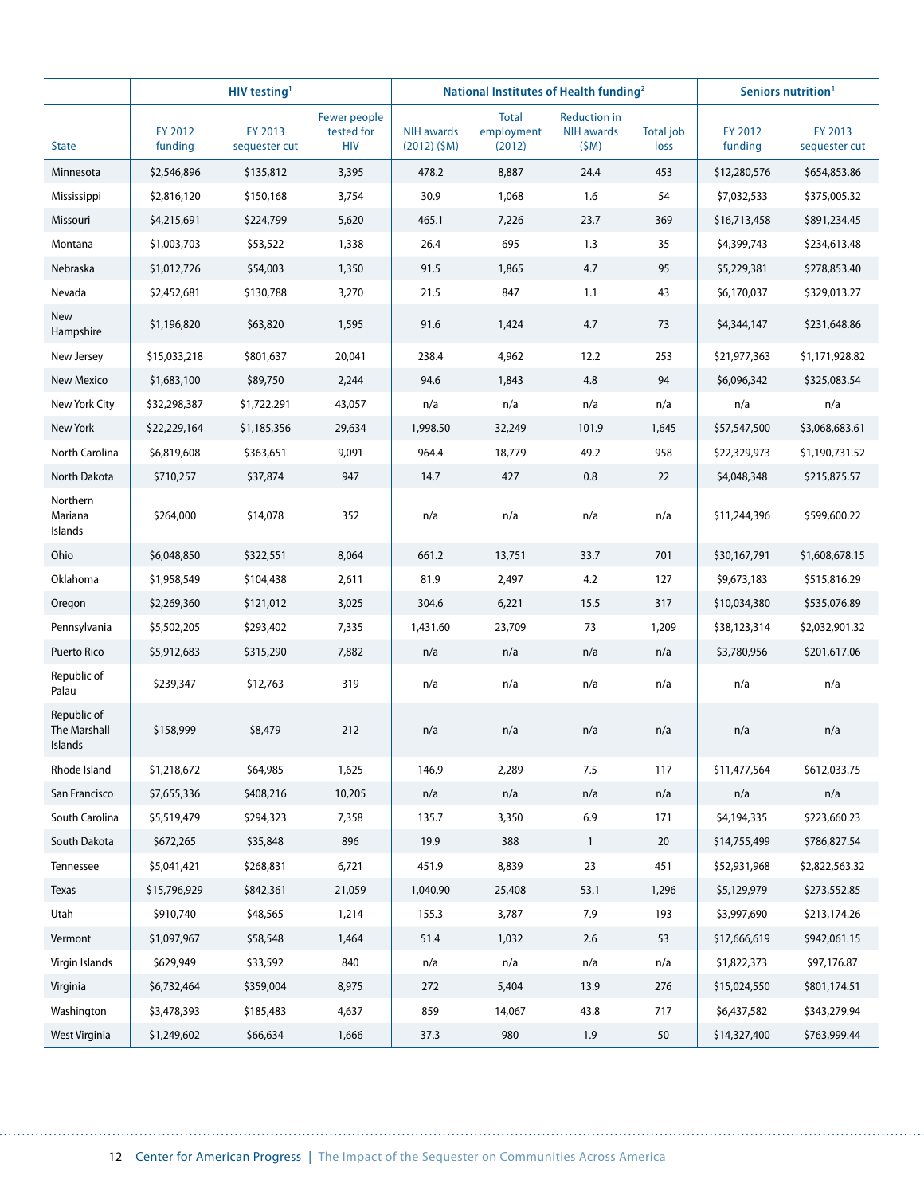| State | HIV testing[1] | | | National Institutes of Health funding[2] | | | | Seniors nutrition[1] | |
|---|---|---|---|---|---|---|---|---|---|
| | FY 2012 funding | FY 2013 sequester cut | Fewer people tested for HIV | NIH awards (2012) ($M) | Total employment (2012) | Reduction in NIH awards ($M) | Total job loss | FY 2012 funding | FY 2013 sequester cut |
| Minnesota | $2,546,896 | $135,812 | 3,395 | 478.2 | 8,887 | 24.4 | 453 | $12,280,576 | $654,853.86 |
| Mississippi | $2,816,120 | $150,168 | 3,754 | 30.9 | 1,068 | 1.6 | 54 | $7,032,533 | $375,005.32 |
| Missouri | $4,215,691 | $224,799 | 5,620 | 465.1 | 7,226 | 23.7 | 369 | $16,713,458 | $891,234.45 |
| Montana | $1,003,703 | $53,522 | 1,338 | 26.4 | 695 | 1.3 | 35 | $4,399,743 | $234,613.48 |
| Nebraska | $1,012,726 | $54,003 | 1,350 | 91.5 | 1,865 | 4.7 | 95 | $5,229,381 | $278,853.40 |
| Nevada | $2,452,681 | $130,788 | 3,270 | 21.5 | 847 | 1.1 | 43 | $6,170,037 | $329,013.27 |
| New Hampshire | $1,196,820 | $63,820 | 1,595 | 91.6 | 1,424 | 4.7 | 73 | $4,344,147 | $231,648.86 |
| New Jersey | $15,033,218 | $801,637 | 20,041 | 238.4 | 4,962 | 12.2 | 253 | $21,977,363 | $1,171,928.82 |
| New Mexico | $1,683,100 | $89,750 | 2,244 | 94.6 | 1,843 | 4.8 | 94 | $6,096,342 | $325,083.54 |
| New York City | $32,298,387 | $1,722,291 | 43,057 | n/a | n/a | n/a | n/a | n/a | n/a |
| New York | $22,229,164 | $1,185,356 | 29,634 | 1,998.50 | 32,249 | 101.9 | 1,645 | $57,547,500 | $3,068,683.61 |
| North Carolina | $6,819,608 | $363,651 | 9,091 | 964.4 | 18,779 | 49.2 | 958 | $22,329,973 | $1,190,731.52 |
| North Dakota | $710,257 | $37,874 | 947 | 14.7 | 427 | 0.8 | 22 | $4,048,348 | $215,875.57 |
| Northern Mariana Islands | $264,000 | $14,078 | 352 | n/a | n/a | n/a | n/a | $11,244,396 | $599,600.22 |
| Ohio | $6,048,850 | $322,551 | 8,064 | 661.2 | 13,751 | 33.7 | 701 | $30,167,791 | $1,608,678.15 |
| Oklahoma | $1,958,549 | $104,438 | 2,611 | 81.9 | 2,497 | 4.2 | 127 | $9,673,183 | $515,816.29 |
| Oregon | $2,269,360 | $121,012 | 3,025 | 304.6 | 6,221 | 15.5 | 317 | $10,034,380 | $535,076.89 |
| Pennsylvania | $5,502,205 | $293,402 | 7,335 | 1,431.60 | 23,709 | 73 | 1,209 | $38,123,314 | $2,032,901.32 |
| Puerto Rico | $5,912,683 | $315,290 | 7,882 | n/a | n/a | n/a | n/a | $3,780,956 | $201,617.06 |
| Republic of Palau | $239,347 | $12,763 | 319 | n/a | n/a | n/a | n/a | n/a | n/a |
| Republic of The Marshall Islands | $158,999 | $8,479 | 212 | n/a | n/a | n/a | n/a | n/a | n/a |
| Rhode Island | $1,218,672 | $64,985 | 1,625 | 146.9 | 2,289 | 7.5 | 117 | $11,477,564 | $612,033.75 |
| San Francisco | $7,655,336 | $408,216 | 10,205 | n/a | n/a | n/a | n/a | n/a | n/a |
| South Carolina | $5,519,479 | $294,323 | 7,358 | 135.7 | 3,350 | 6.9 | 171 | $4,194,335 | $223,660.23 |
| South Dakota | $672,265 | $35,848 | 896 | 19.9 | 388 | 1 | 20 | $14,755,499 | $786,827.54 |
| Tennessee | $5,041,421 | $268,831 | 6,721 | 451.9 | 8,839 | 23 | 451 | $52,931,968 | $2,822,563.32 |
| Texas | $15,796,929 | $842,361 | 21,059 | 1,040.90 | 25,408 | 53.1 | 1,296 | $5,129,979 | $273,552.85 |
| Utah | $910,740 | $48,565 | 1,214 | 155.3 | 3,787 | 7.9 | 193 | $3,997,690 | $213,174.26 |
| Vermont | $1,097,967 | $58,548 | 1,464 | 51.4 | 1,032 | 2.6 | 53 | $17,666,619 | $942,061.15 |
| Virgin Islands | $629,949 | $33,592 | 840 | n/a | n/a | n/a | n/a | $1,822,373 | $97,176.87 |
| Virginia | $6,732,464 | $359,004 | 8,975 | 272 | 5,404 | 13.9 | 276 | $15,024,550 | $801,174.51 |
| Washington | $3,478,393 | $185,483 | 4,637 | 859 | 14,067 | 43.8 | 717 | $6,437,582 | $343,279.94 |
| West Virginia | $1,249,602 | $66,634 | 1,666 | 37.3 | 980 | 1.9 | 50 | $14,327,400 | $763,999.44 |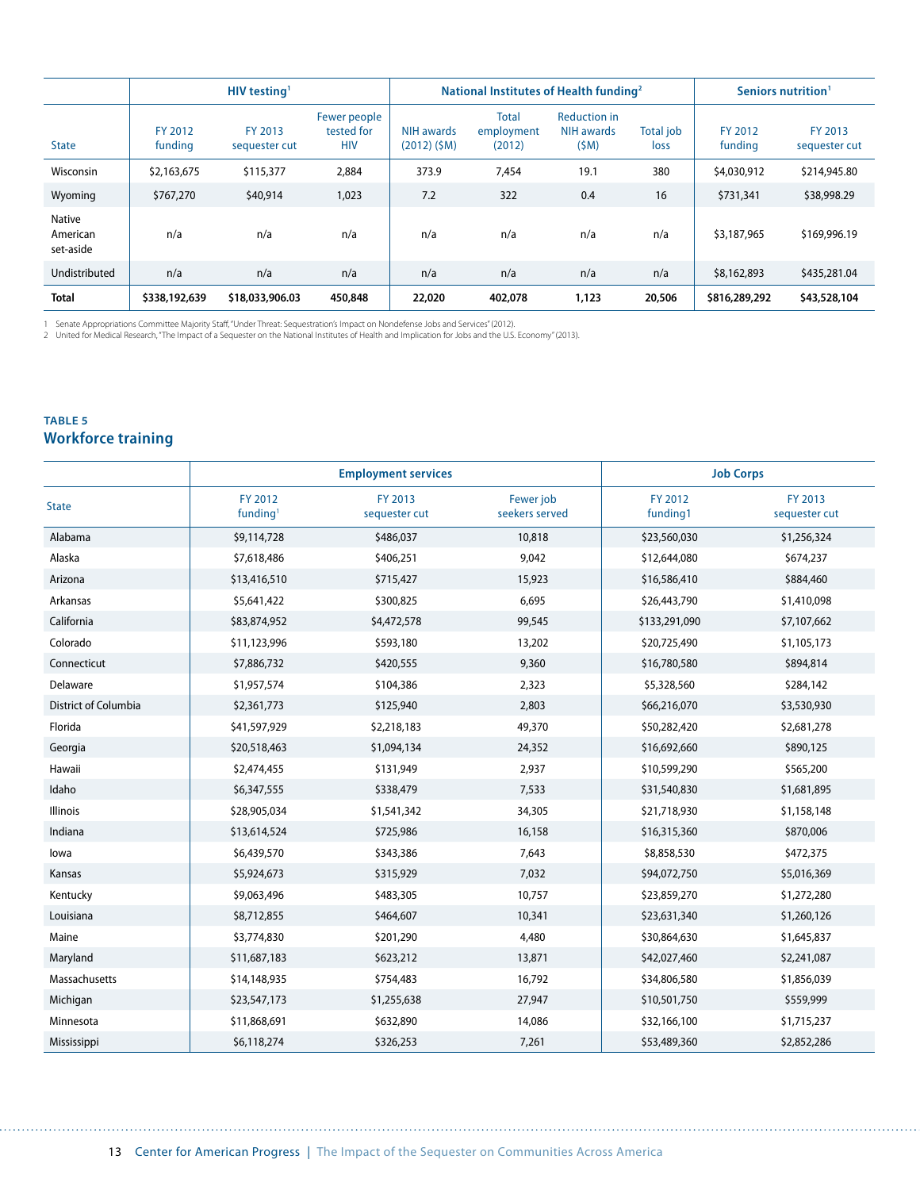| State | HIV testing[1] | | | National Institutes of Health funding[2] | | | | Seniors nutrition[1] | |
|---|---|---|---|---|---|---|---|---|---|
| | FY 2012 funding | FY 2013 sequester cut | Fewer people tested for HIV | NIH awards (2012) ($M) | Total employment (2012) | Reduction in NIH awards ($M) | Total job loss | FY 2012 funding | FY 2013 sequester cut |
| Wisconsin | $2,163,675 | $115,377 | 2,884 | 373.9 | 7,454 | 19.1 | 380 | $4,030,912 | $214,945.80 |
| Wyoming | $767,270 | $40,914 | 1,023 | 7.2 | 322 | 0.4 | 16 | $731,341 | $38,998.29 |
| Native American set-aside | n/a | n/a | n/a | n/a | n/a | n/a | n/a | $3,187,965 | $169,996.19 |
| Undistributed | n/a | n/a | n/a | n/a | n/a | n/a | n/a | $8,162,893 | $435,281.04 |
| **Total** | **$338,192,639** | **$18,033,906.03** | **450,848** | **22,020** | **402,078** | **1,123** | **20,506** | **$816,289,292** | **$43,528,104** |

1 Senate Appropriations Committee Majority Staff, "Under Threat: Sequestration's Impact on Nondefense Jobs and Services" (2012).
2 United for Medical Research, "The Impact of a Sequester on the National Institutes of Health and Implication for Jobs and the U.S. Economy" (2013).

**TABLE 5**
## Workforce training

| State | Employment services | | | Job Corps | |
|---|---|---|---|---|---|
| | FY 2012 funding[1] | FY 2013 sequester cut | Fewer job seekers served | FY 2012 funding1 | FY 2013 sequester cut |
| Alabama | $9,114,728 | $486,037 | 10,818 | $23,560,030 | $1,256,324 |
| Alaska | $7,618,486 | $406,251 | 9,042 | $12,644,080 | $674,237 |
| Arizona | $13,416,510 | $715,427 | 15,923 | $16,586,410 | $884,460 |
| Arkansas | $5,641,422 | $300,825 | 6,695 | $26,443,790 | $1,410,098 |
| California | $83,874,952 | $4,472,578 | 99,545 | $133,291,090 | $7,107,662 |
| Colorado | $11,123,996 | $593,180 | 13,202 | $20,725,490 | $1,105,173 |
| Connecticut | $7,886,732 | $420,555 | 9,360 | $16,780,580 | $894,814 |
| Delaware | $1,957,574 | $104,386 | 2,323 | $5,328,560 | $284,142 |
| District of Columbia | $2,361,773 | $125,940 | 2,803 | $66,216,070 | $3,530,930 |
| Florida | $41,597,929 | $2,218,183 | 49,370 | $50,282,420 | $2,681,278 |
| Georgia | $20,518,463 | $1,094,134 | 24,352 | $16,692,660 | $890,125 |
| Hawaii | $2,474,455 | $131,949 | 2,937 | $10,599,290 | $565,200 |
| Idaho | $6,347,555 | $338,479 | 7,533 | $31,540,830 | $1,681,895 |
| Illinois | $28,905,034 | $1,541,342 | 34,305 | $21,718,930 | $1,158,148 |
| Indiana | $13,614,524 | $725,986 | 16,158 | $16,315,360 | $870,006 |
| Iowa | $6,439,570 | $343,386 | 7,643 | $8,858,530 | $472,375 |
| Kansas | $5,924,673 | $315,929 | 7,032 | $94,072,750 | $5,016,369 |
| Kentucky | $9,063,496 | $483,305 | 10,757 | $23,859,270 | $1,272,280 |
| Louisiana | $8,712,855 | $464,607 | 10,341 | $23,631,340 | $1,260,126 |
| Maine | $3,774,830 | $201,290 | 4,480 | $30,864,630 | $1,645,837 |
| Maryland | $11,687,183 | $623,212 | 13,871 | $42,027,460 | $2,241,087 |
| Massachusetts | $14,148,935 | $754,483 | 16,792 | $34,806,580 | $1,856,039 |
| Michigan | $23,547,173 | $1,255,638 | 27,947 | $10,501,750 | $559,999 |
| Minnesota | $11,868,691 | $632,890 | 14,086 | $32,166,100 | $1,715,237 |
| Mississippi | $6,118,274 | $326,253 | 7,261 | $53,489,360 | $2,852,286 |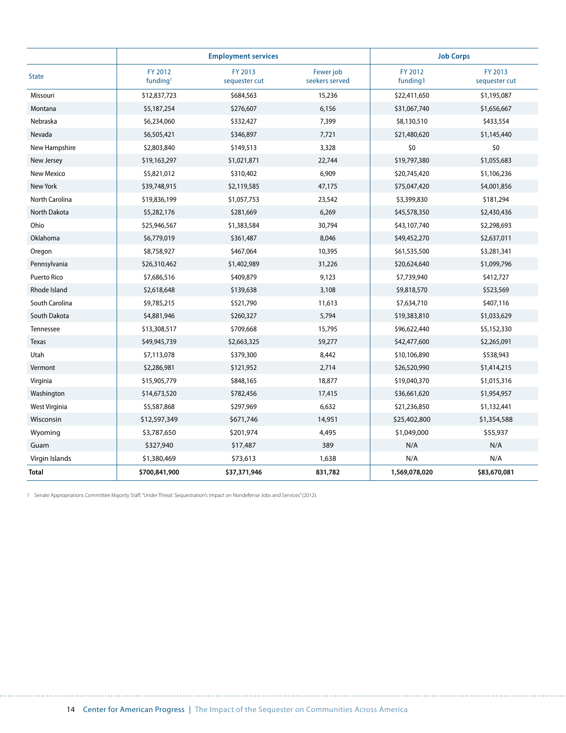| State | Employment services | | | Job Corps | |
|---|---|---|---|---|---|
| | FY 2012 funding[1] | FY 2013 sequester cut | Fewer job seekers served | FY 2012 funding1 | FY 2013 sequester cut |
| Missouri | $12,837,723 | $684,563 | 15,236 | $22,411,650 | $1,195,087 |
| Montana | $5,187,254 | $276,607 | 6,156 | $31,067,740 | $1,656,667 |
| Nebraska | $6,234,060 | $332,427 | 7,399 | $8,130,510 | $433,554 |
| Nevada | $6,505,421 | $346,897 | 7,721 | $21,480,620 | $1,145,440 |
| New Hampshire | $2,803,840 | $149,513 | 3,328 | $0 | $0 |
| New Jersey | $19,163,297 | $1,021,871 | 22,744 | $19,797,380 | $1,055,683 |
| New Mexico | $5,821,012 | $310,402 | 6,909 | $20,745,420 | $1,106,236 |
| New York | $39,748,915 | $2,119,585 | 47,175 | $75,047,420 | $4,001,856 |
| North Carolina | $19,836,199 | $1,057,753 | 23,542 | $3,399,830 | $181,294 |
| North Dakota | $5,282,176 | $281,669 | 6,269 | $45,578,350 | $2,430,436 |
| Ohio | $25,946,567 | $1,383,584 | 30,794 | $43,107,740 | $2,298,693 |
| Oklahoma | $6,779,019 | $361,487 | 8,046 | $49,452,270 | $2,637,011 |
| Oregon | $8,758,927 | $467,064 | 10,395 | $61,535,500 | $3,281,341 |
| Pennsylvania | $26,310,462 | $1,402,989 | 31,226 | $20,624,640 | $1,099,796 |
| Puerto Rico | $7,686,516 | $409,879 | 9,123 | $7,739,940 | $412,727 |
| Rhode Island | $2,618,648 | $139,638 | 3,108 | $9,818,570 | $523,569 |
| South Carolina | $9,785,215 | $521,790 | 11,613 | $7,634,710 | $407,116 |
| South Dakota | $4,881,946 | $260,327 | 5,794 | $19,383,810 | $1,033,629 |
| Tennessee | $13,308,517 | $709,668 | 15,795 | $96,622,440 | $5,152,330 |
| Texas | $49,945,739 | $2,663,325 | 59,277 | $42,477,600 | $2,265,091 |
| Utah | $7,113,078 | $379,300 | 8,442 | $10,106,890 | $538,943 |
| Vermont | $2,286,981 | $121,952 | 2,714 | $26,520,990 | $1,414,215 |
| Virginia | $15,905,779 | $848,165 | 18,877 | $19,040,370 | $1,015,316 |
| Washington | $14,673,520 | $782,456 | 17,415 | $36,661,620 | $1,954,957 |
| West Virginia | $5,587,868 | $297,969 | 6,632 | $21,236,850 | $1,132,441 |
| Wisconsin | $12,597,349 | $671,746 | 14,951 | $25,402,800 | $1,354,588 |
| Wyoming | $3,787,650 | $201,974 | 4,495 | $1,049,000 | $55,937 |
| Guam | $327,940 | $17,487 | 389 | N/A | N/A |
| Virgin Islands | $1,380,469 | $73,613 | 1,638 | N/A | N/A |
| **Total** | **$700,841,900** | **$37,371,946** | **831,782** | **1,569,078,020** | **$83,670,081** |

1 Senate Appropriations Committee Majority Staff, "Under Threat: Sequestration's Impact on Nondefense Jobs and Services" (2012).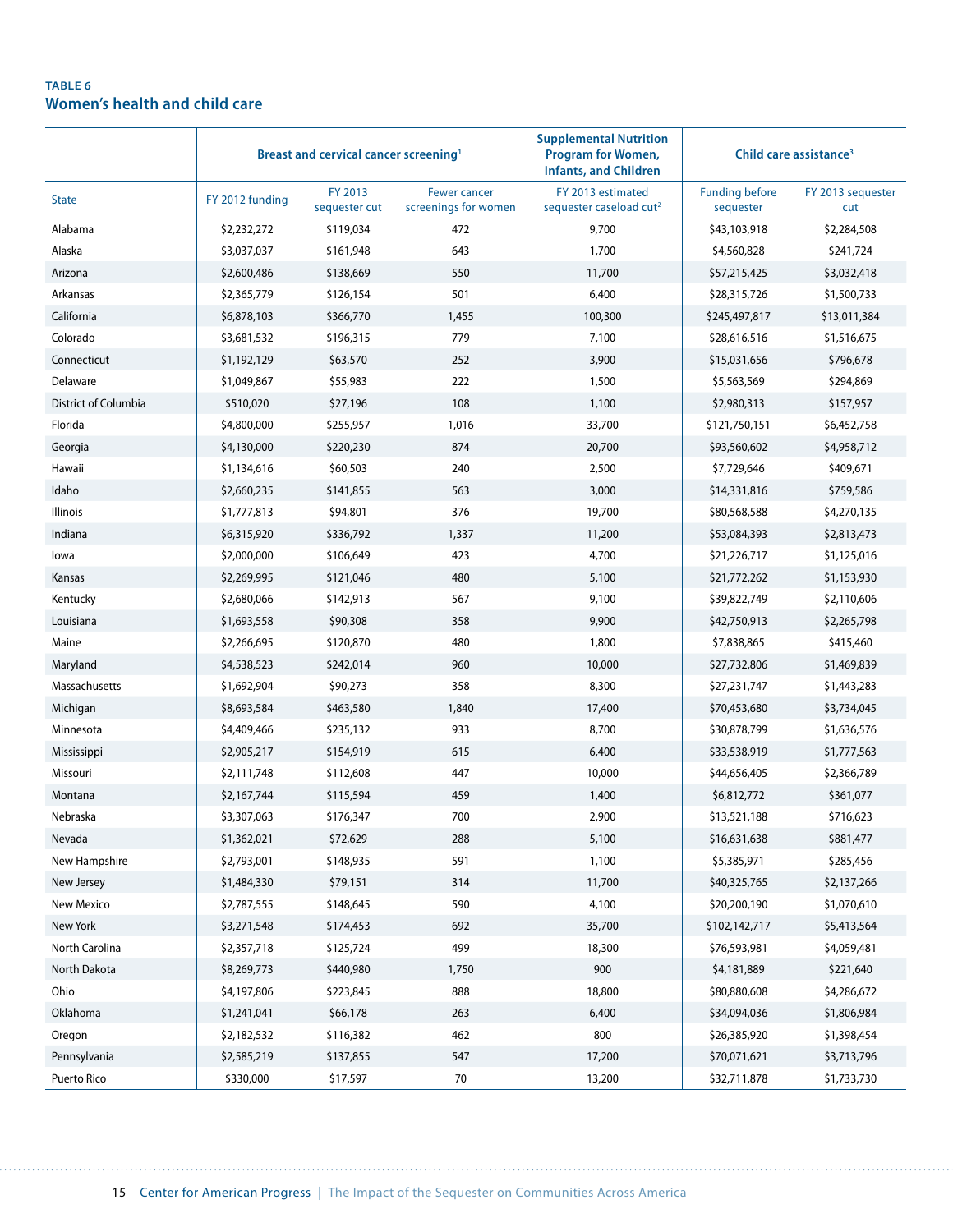**TABLE 6**
## Women's health and child care

| | Breast and cervical cancer screening[1] | | | Supplemental Nutrition Program for Women, Infants, and Children | Child care assistance[3] | |
|---|---|---|---|---|---|---|
| State | FY 2012 funding | FY 2013 sequester cut | Fewer cancer screenings for women | FY 2013 estimated sequester caseload cut[2] | Funding before sequester | FY 2013 sequester cut |
| Alabama | $2,232,272 | $119,034 | 472 | 9,700 | $43,103,918 | $2,284,508 |
| Alaska | $3,037,037 | $161,948 | 643 | 1,700 | $4,560,828 | $241,724 |
| Arizona | $2,600,486 | $138,669 | 550 | 11,700 | $57,215,425 | $3,032,418 |
| Arkansas | $2,365,779 | $126,154 | 501 | 6,400 | $28,315,726 | $1,500,733 |
| California | $6,878,103 | $366,770 | 1,455 | 100,300 | $245,497,817 | $13,011,384 |
| Colorado | $3,681,532 | $196,315 | 779 | 7,100 | $28,616,516 | $1,516,675 |
| Connecticut | $1,192,129 | $63,570 | 252 | 3,900 | $15,031,656 | $796,678 |
| Delaware | $1,049,867 | $55,983 | 222 | 1,500 | $5,563,569 | $294,869 |
| District of Columbia | $510,020 | $27,196 | 108 | 1,100 | $2,980,313 | $157,957 |
| Florida | $4,800,000 | $255,957 | 1,016 | 33,700 | $121,750,151 | $6,452,758 |
| Georgia | $4,130,000 | $220,230 | 874 | 20,700 | $93,560,602 | $4,958,712 |
| Hawaii | $1,134,616 | $60,503 | 240 | 2,500 | $7,729,646 | $409,671 |
| Idaho | $2,660,235 | $141,855 | 563 | 3,000 | $14,331,816 | $759,586 |
| Illinois | $1,777,813 | $94,801 | 376 | 19,700 | $80,568,588 | $4,270,135 |
| Indiana | $6,315,920 | $336,792 | 1,337 | 11,200 | $53,084,393 | $2,813,473 |
| Iowa | $2,000,000 | $106,649 | 423 | 4,700 | $21,226,717 | $1,125,016 |
| Kansas | $2,269,995 | $121,046 | 480 | 5,100 | $21,772,262 | $1,153,930 |
| Kentucky | $2,680,066 | $142,913 | 567 | 9,100 | $39,822,749 | $2,110,606 |
| Louisiana | $1,693,558 | $90,308 | 358 | 9,900 | $42,750,913 | $2,265,798 |
| Maine | $2,266,695 | $120,870 | 480 | 1,800 | $7,838,865 | $415,460 |
| Maryland | $4,538,523 | $242,014 | 960 | 10,000 | $27,732,806 | $1,469,839 |
| Massachusetts | $1,692,904 | $90,273 | 358 | 8,300 | $27,231,747 | $1,443,283 |
| Michigan | $8,693,584 | $463,580 | 1,840 | 17,400 | $70,453,680 | $3,734,045 |
| Minnesota | $4,409,466 | $235,132 | 933 | 8,700 | $30,878,799 | $1,636,576 |
| Mississippi | $2,905,217 | $154,919 | 615 | 6,400 | $33,538,919 | $1,777,563 |
| Missouri | $2,111,748 | $112,608 | 447 | 10,000 | $44,656,405 | $2,366,789 |
| Montana | $2,167,744 | $115,594 | 459 | 1,400 | $6,812,772 | $361,077 |
| Nebraska | $3,307,063 | $176,347 | 700 | 2,900 | $13,521,188 | $716,623 |
| Nevada | $1,362,021 | $72,629 | 288 | 5,100 | $16,631,638 | $881,477 |
| New Hampshire | $2,793,001 | $148,935 | 591 | 1,100 | $5,385,971 | $285,456 |
| New Jersey | $1,484,330 | $79,151 | 314 | 11,700 | $40,325,765 | $2,137,266 |
| New Mexico | $2,787,555 | $148,645 | 590 | 4,100 | $20,200,190 | $1,070,610 |
| New York | $3,271,548 | $174,453 | 692 | 35,700 | $102,142,717 | $5,413,564 |
| North Carolina | $2,357,718 | $125,724 | 499 | 18,300 | $76,593,981 | $4,059,481 |
| North Dakota | $8,269,773 | $440,980 | 1,750 | 900 | $4,181,889 | $221,640 |
| Ohio | $4,197,806 | $223,845 | 888 | 18,800 | $80,880,608 | $4,286,672 |
| Oklahoma | $1,241,041 | $66,178 | 263 | 6,400 | $34,094,036 | $1,806,984 |
| Oregon | $2,182,532 | $116,382 | 462 | 800 | $26,385,920 | $1,398,454 |
| Pennsylvania | $2,585,219 | $137,855 | 547 | 17,200 | $70,071,621 | $3,713,796 |
| Puerto Rico | $330,000 | $17,597 | 70 | 13,200 | $32,711,878 | $1,733,730 |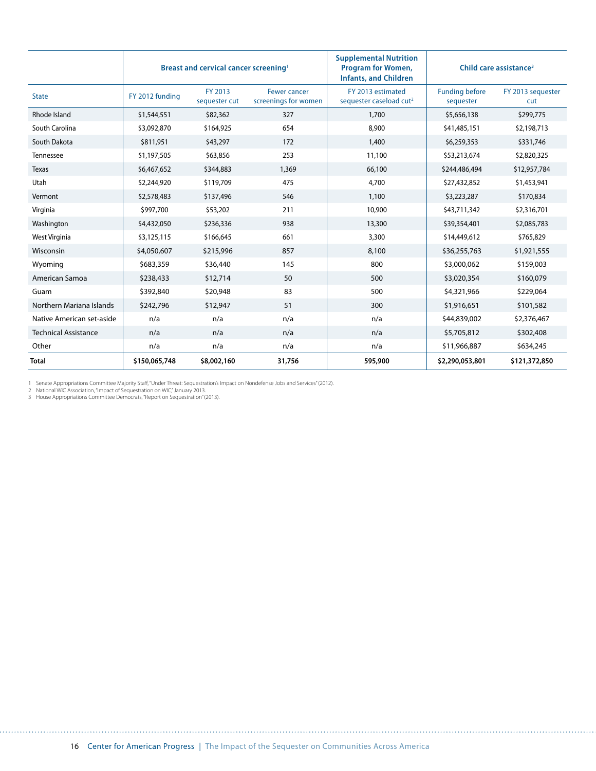| | Breast and cervical cancer screening[1] | | | Supplemental Nutrition Program for Women, Infants, and Children | Child care assistance[3] | |
|---|---|---|---|---|---|---|
| State | FY 2012 funding | FY 2013 sequester cut | Fewer cancer screenings for women | FY 2013 estimated sequester caseload cut[2] | Funding before sequester | FY 2013 sequester cut |
| Rhode Island | $1,544,551 | $82,362 | 327 | 1,700 | $5,656,138 | $299,775 |
| South Carolina | $3,092,870 | $164,925 | 654 | 8,900 | $41,485,151 | $2,198,713 |
| South Dakota | $811,951 | $43,297 | 172 | 1,400 | $6,259,353 | $331,746 |
| Tennessee | $1,197,505 | $63,856 | 253 | 11,100 | $53,213,674 | $2,820,325 |
| Texas | $6,467,652 | $344,883 | 1,369 | 66,100 | $244,486,494 | $12,957,784 |
| Utah | $2,244,920 | $119,709 | 475 | 4,700 | $27,432,852 | $1,453,941 |
| Vermont | $2,578,483 | $137,496 | 546 | 1,100 | $3,223,287 | $170,834 |
| Virginia | $997,700 | $53,202 | 211 | 10,900 | $43,711,342 | $2,316,701 |
| Washington | $4,432,050 | $236,336 | 938 | 13,300 | $39,354,401 | $2,085,783 |
| West Virginia | $3,125,115 | $166,645 | 661 | 3,300 | $14,449,612 | $765,829 |
| Wisconsin | $4,050,607 | $215,996 | 857 | 8,100 | $36,255,763 | $1,921,555 |
| Wyoming | $683,359 | $36,440 | 145 | 800 | $3,000,062 | $159,003 |
| American Samoa | $238,433 | $12,714 | 50 | 500 | $3,020,354 | $160,079 |
| Guam | $392,840 | $20,948 | 83 | 500 | $4,321,966 | $229,064 |
| Northern Mariana Islands | $242,796 | $12,947 | 51 | 300 | $1,916,651 | $101,582 |
| Native American set-aside | n/a | n/a | n/a | n/a | $44,839,002 | $2,376,467 |
| Technical Assistance | n/a | n/a | n/a | n/a | $5,705,812 | $302,408 |
| Other | n/a | n/a | n/a | n/a | $11,966,887 | $634,245 |
| **Total** | **$150,065,748** | **$8,002,160** | **31,756** | **595,900** | **$2,290,053,801** | **$121,372,850** |

1 Senate Appropriations Committee Majority Staff, "Under Threat: Sequestration's Impact on Nondefense Jobs and Services" (2012).
2 National WIC Association, "Impact of Sequestration on WIC," January 2013.
3 House Appropriations Committee Democrats, "Report on Sequestration" (2013).